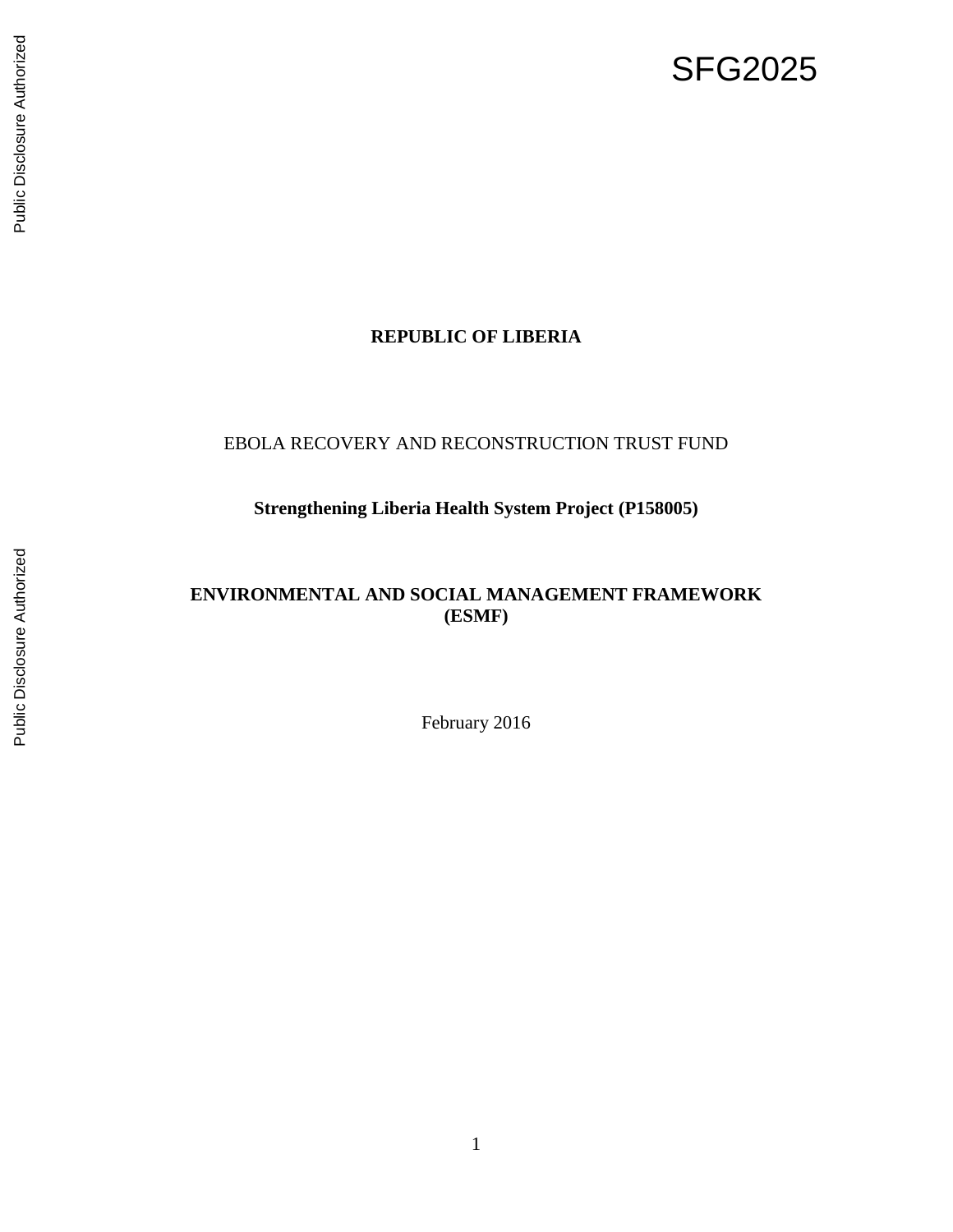SFG2025

**REPUBLIC OF LIBERIA**

EBOLA RECOVERY AND RECONSTRUCTION TRUST FUND

**Strengthening Liberia Health System Project (P158005)**

# ENVIRONMENTAL AND SOCIAL MANAGEMENT FRAMEWORK (ESMF)

February 2016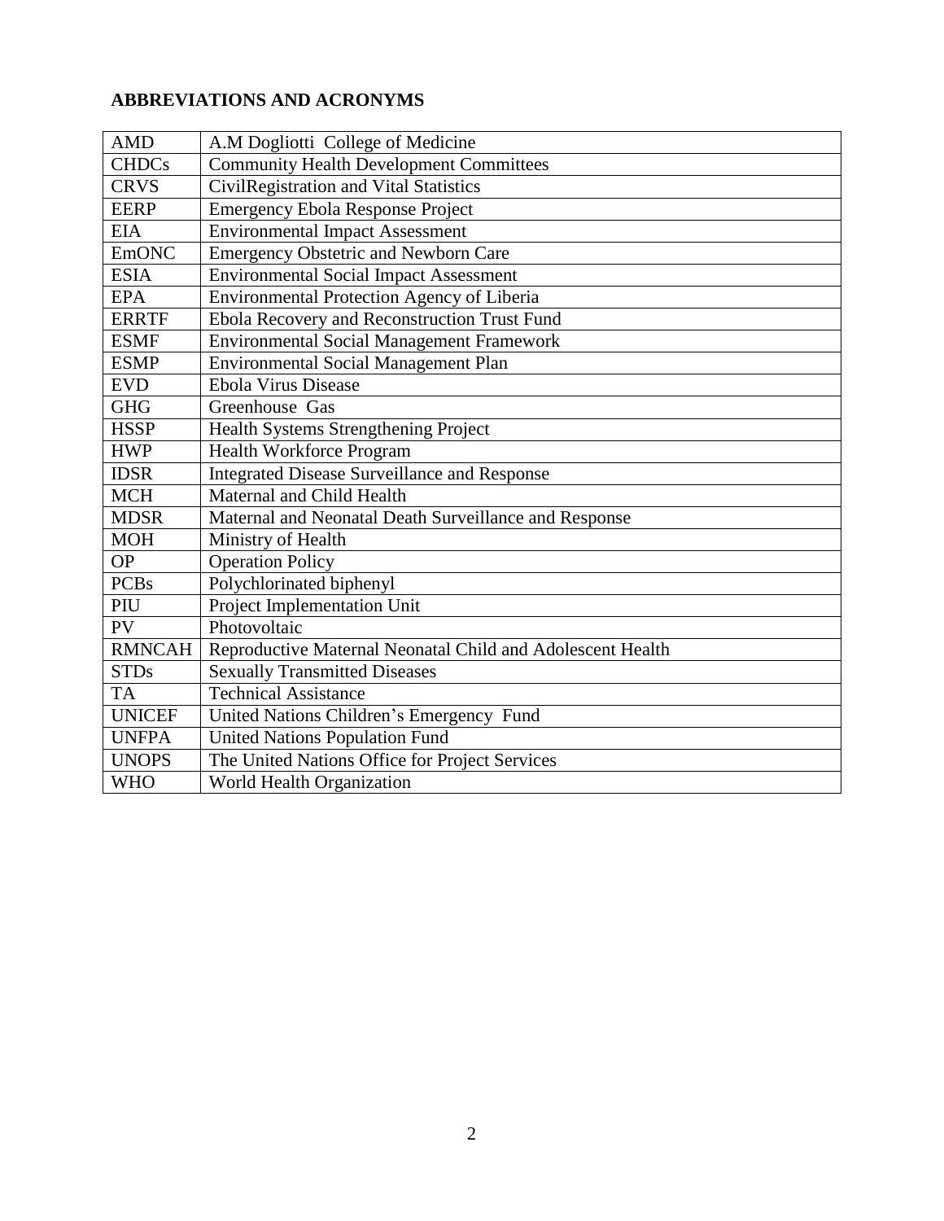## ABBREVIATIONS AND ACRONYMS

| | |
|---|---|
| AMD | A.M Dogliotti College of Medicine |
| CHDCs | Community Health Development Committees |
| CRVS | CivilRegistration and Vital Statistics |
| EERP | Emergency Ebola Response Project |
| EIA | Environmental Impact Assessment |
| EmONC | Emergency Obstetric and Newborn Care |
| ESIA | Environmental Social Impact Assessment |
| EPA | Environmental Protection Agency of Liberia |
| ERRTF | Ebola Recovery and Reconstruction Trust Fund |
| ESMF | Environmental Social Management Framework |
| ESMP | Environmental Social Management Plan |
| EVD | Ebola Virus Disease |
| GHG | Greenhouse Gas |
| HSSP | Health Systems Strengthening Project |
| HWP | Health Workforce Program |
| IDSR | Integrated Disease Surveillance and Response |
| MCH | Maternal and Child Health |
| MDSR | Maternal and Neonatal Death Surveillance and Response |
| MOH | Ministry of Health |
| OP | Operation Policy |
| PCBs | Polychlorinated biphenyl |
| PIU | Project Implementation Unit |
| PV | Photovoltaic |
| RMNCAH | Reproductive Maternal Neonatal Child and Adolescent Health |
| STDs | Sexually Transmitted Diseases |
| TA | Technical Assistance |
| UNICEF | United Nations Children's Emergency Fund |
| UNFPA | United Nations Population Fund |
| UNOPS | The United Nations Office for Project Services |
| WHO | World Health Organization |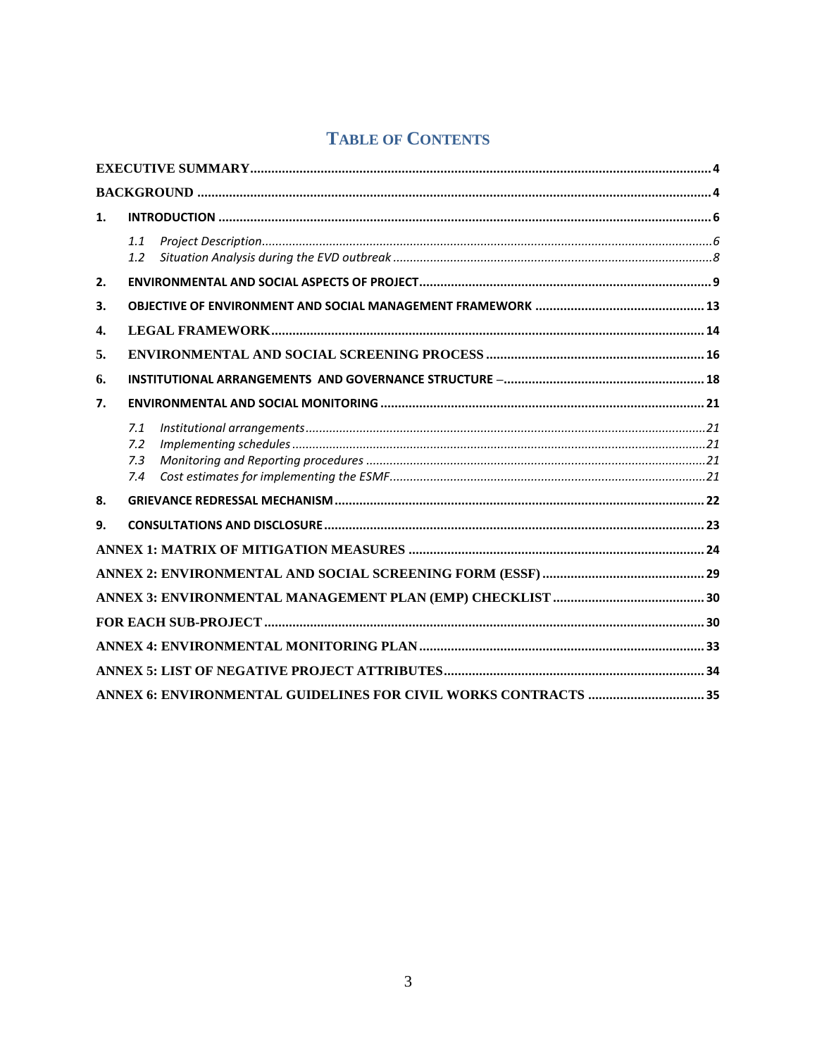# TABLE OF CONTENTS

EXECUTIVE SUMMARY ........................................................................................................ 4

BACKGROUND ................................................................................................................. 4

1. INTRODUCTION ............................................................................................................ 6
   - 1.1 *Project Description* ............................................................................................... 6
   - 1.2 *Situation Analysis during the EVD outbreak* ........................................................ 8

2. ENVIRONMENTAL AND SOCIAL ASPECTS OF PROJECT ............................................... 9

3. OBJECTIVE OF ENVIRONMENT AND SOCIAL MANAGEMENT FRAMEWORK ............... 13

4. LEGAL FRAMEWORK ................................................................................................... 14

5. ENVIRONMENTAL AND SOCIAL SCREENING PROCESS ................................................ 16

6. INSTITUTIONAL ARRANGEMENTS AND GOVERNANCE STRUCTURE – ........................ 18

7. ENVIRONMENTAL AND SOCIAL MONITORING .......................................................... 21
   - 7.1 *Institutional arrangements* .................................................................................. 21
   - 7.2 *Implementing schedules* ...................................................................................... 21
   - 7.3 *Monitoring and Reporting procedures* ................................................................. 21
   - 7.4 *Cost estimates for implementing the ESMF* ......................................................... 21

8. GRIEVANCE REDRESSAL MECHANISM ...................................................................... 22

9. CONSULTATIONS AND DISCLOSURE ......................................................................... 23

ANNEX 1: MATRIX OF MITIGATION MEASURES ............................................................ 24

ANNEX 2: ENVIRONMENTAL AND SOCIAL SCREENING FORM (ESSF) ............................ 29

ANNEX 3: ENVIRONMENTAL MANAGEMENT PLAN (EMP) CHECKLIST ............................ 30

FOR EACH SUB-PROJECT ................................................................................................ 30

ANNEX 4: ENVIRONMENTAL MONITORING PLAN ......................................................... 33

ANNEX 5: LIST OF NEGATIVE PROJECT ATTRIBUTES .................................................... 34

ANNEX 6: ENVIRONMENTAL GUIDELINES FOR CIVIL WORKS CONTRACTS ................... 35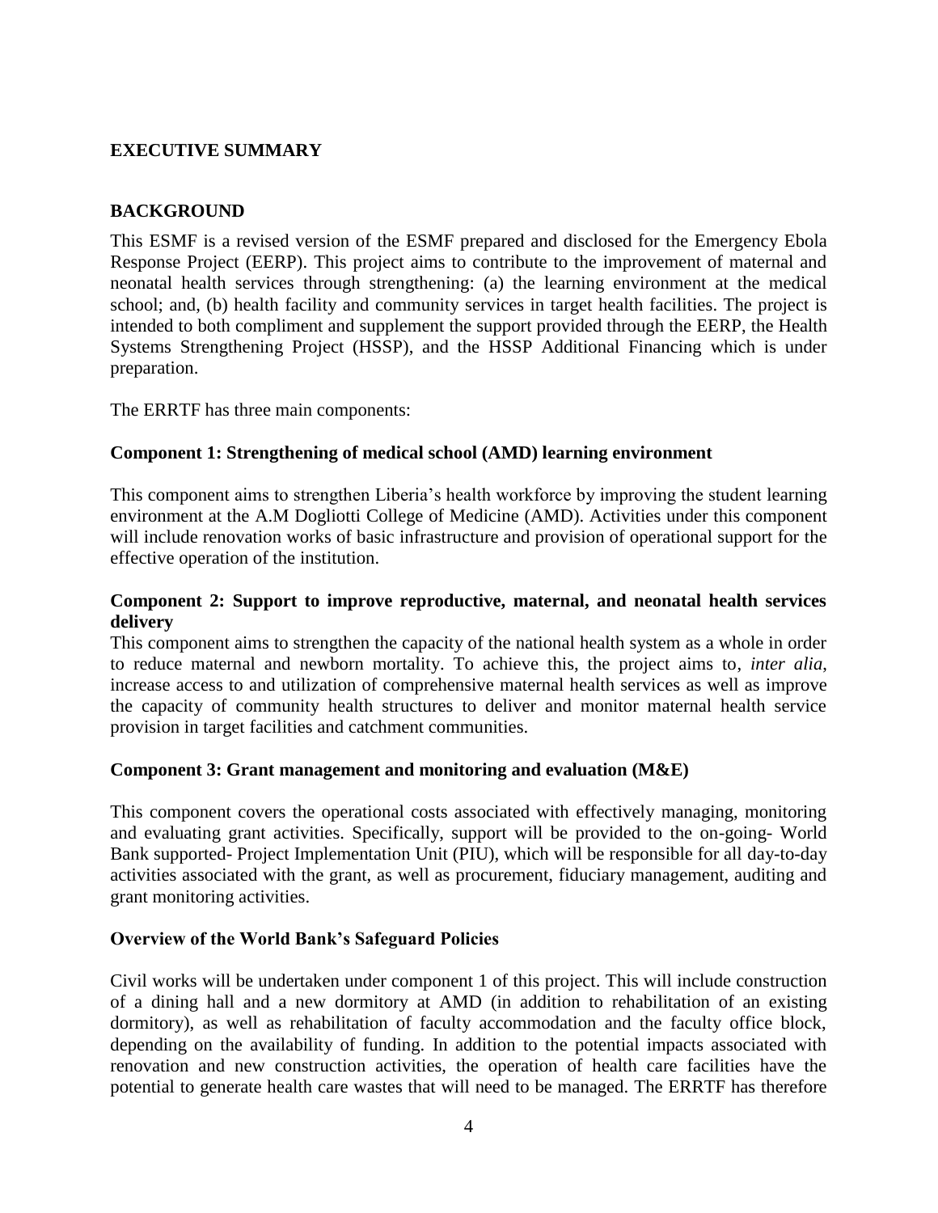## EXECUTIVE SUMMARY

### BACKGROUND

This ESMF is a revised version of the ESMF prepared and disclosed for the Emergency Ebola Response Project (EERP). This project aims to contribute to the improvement of maternal and neonatal health services through strengthening: (a) the learning environment at the medical school; and, (b) health facility and community services in target health facilities. The project is intended to both compliment and supplement the support provided through the EERP, the Health Systems Strengthening Project (HSSP), and the HSSP Additional Financing which is under preparation.

The ERRTF has three main components:

#### Component 1: Strengthening of medical school (AMD) learning environment

This component aims to strengthen Liberia's health workforce by improving the student learning environment at the A.M Dogliotti College of Medicine (AMD). Activities under this component will include renovation works of basic infrastructure and provision of operational support for the effective operation of the institution.

#### Component 2: Support to improve reproductive, maternal, and neonatal health services delivery

This component aims to strengthen the capacity of the national health system as a whole in order to reduce maternal and newborn mortality. To achieve this, the project aims to, *inter alia*, increase access to and utilization of comprehensive maternal health services as well as improve the capacity of community health structures to deliver and monitor maternal health service provision in target facilities and catchment communities.

#### Component 3: Grant management and monitoring and evaluation (M&E)

This component covers the operational costs associated with effectively managing, monitoring and evaluating grant activities. Specifically, support will be provided to the on-going- World Bank supported- Project Implementation Unit (PIU), which will be responsible for all day-to-day activities associated with the grant, as well as procurement, fiduciary management, auditing and grant monitoring activities.

#### Overview of the World Bank's Safeguard Policies

Civil works will be undertaken under component 1 of this project. This will include construction of a dining hall and a new dormitory at AMD (in addition to rehabilitation of an existing dormitory), as well as rehabilitation of faculty accommodation and the faculty office block, depending on the availability of funding. In addition to the potential impacts associated with renovation and new construction activities, the operation of health care facilities have the potential to generate health care wastes that will need to be managed. The ERRTF has therefore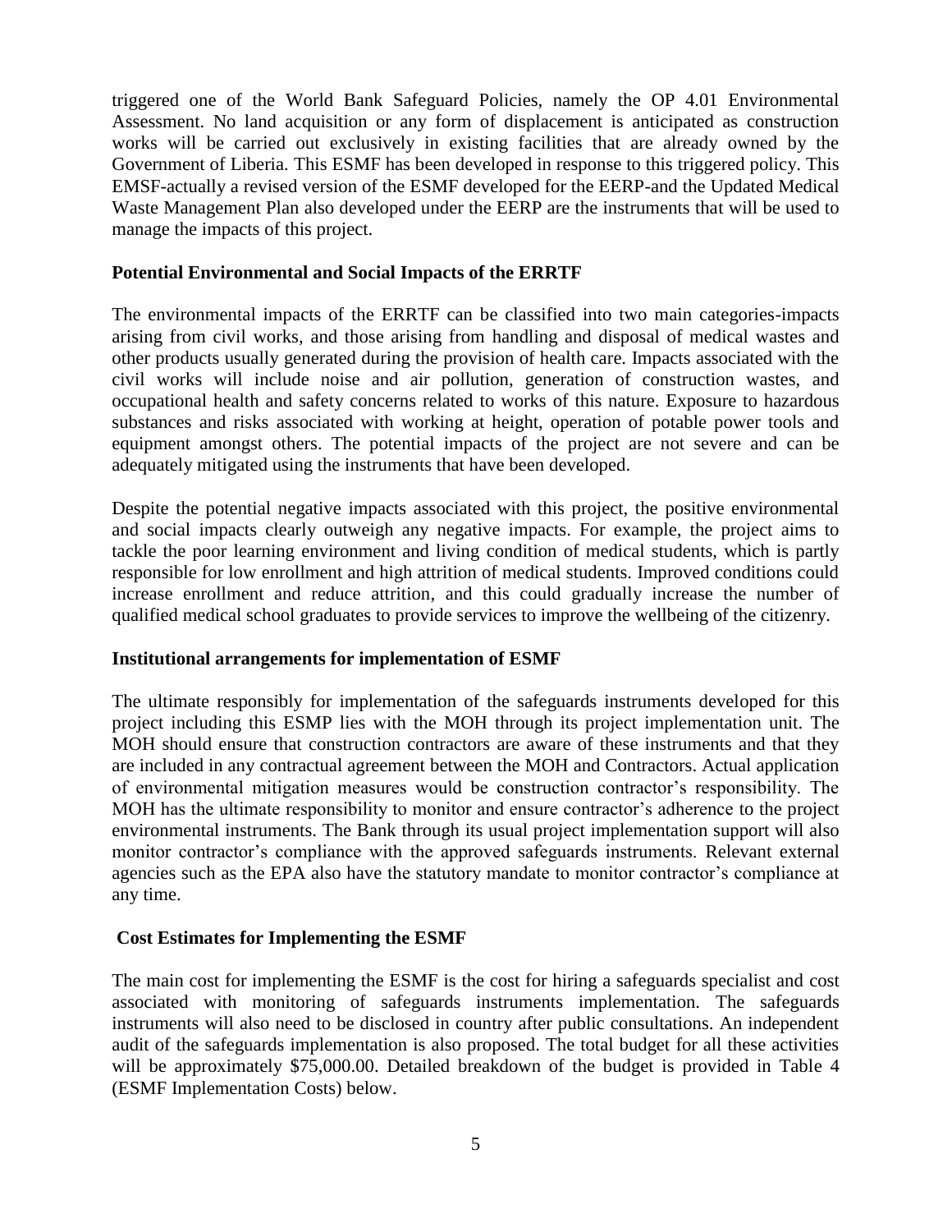triggered one of the World Bank Safeguard Policies, namely the OP 4.01 Environmental Assessment. No land acquisition or any form of displacement is anticipated as construction works will be carried out exclusively in existing facilities that are already owned by the Government of Liberia. This ESMF has been developed in response to this triggered policy. This EMSF-actually a revised version of the ESMF developed for the EERP-and the Updated Medical Waste Management Plan also developed under the EERP are the instruments that will be used to manage the impacts of this project.

**Potential Environmental and Social Impacts of the ERRTF**

The environmental impacts of the ERRTF can be classified into two main categories-impacts arising from civil works, and those arising from handling and disposal of medical wastes and other products usually generated during the provision of health care. Impacts associated with the civil works will include noise and air pollution, generation of construction wastes, and occupational health and safety concerns related to works of this nature. Exposure to hazardous substances and risks associated with working at height, operation of potable power tools and equipment amongst others. The potential impacts of the project are not severe and can be adequately mitigated using the instruments that have been developed.

Despite the potential negative impacts associated with this project, the positive environmental and social impacts clearly outweigh any negative impacts. For example, the project aims to tackle the poor learning environment and living condition of medical students, which is partly responsible for low enrollment and high attrition of medical students. Improved conditions could increase enrollment and reduce attrition, and this could gradually increase the number of qualified medical school graduates to provide services to improve the wellbeing of the citizenry.

**Institutional arrangements for implementation of ESMF**

The ultimate responsibly for implementation of the safeguards instruments developed for this project including this ESMP lies with the MOH through its project implementation unit. The MOH should ensure that construction contractors are aware of these instruments and that they are included in any contractual agreement between the MOH and Contractors. Actual application of environmental mitigation measures would be construction contractor's responsibility. The MOH has the ultimate responsibility to monitor and ensure contractor's adherence to the project environmental instruments. The Bank through its usual project implementation support will also monitor contractor's compliance with the approved safeguards instruments. Relevant external agencies such as the EPA also have the statutory mandate to monitor contractor's compliance at any time.

**Cost Estimates for Implementing the ESMF**

The main cost for implementing the ESMF is the cost for hiring a safeguards specialist and cost associated with monitoring of safeguards instruments implementation. The safeguards instruments will also need to be disclosed in country after public consultations. An independent audit of the safeguards implementation is also proposed. The total budget for all these activities will be approximately $75,000.00. Detailed breakdown of the budget is provided in Table 4 (ESMF Implementation Costs) below.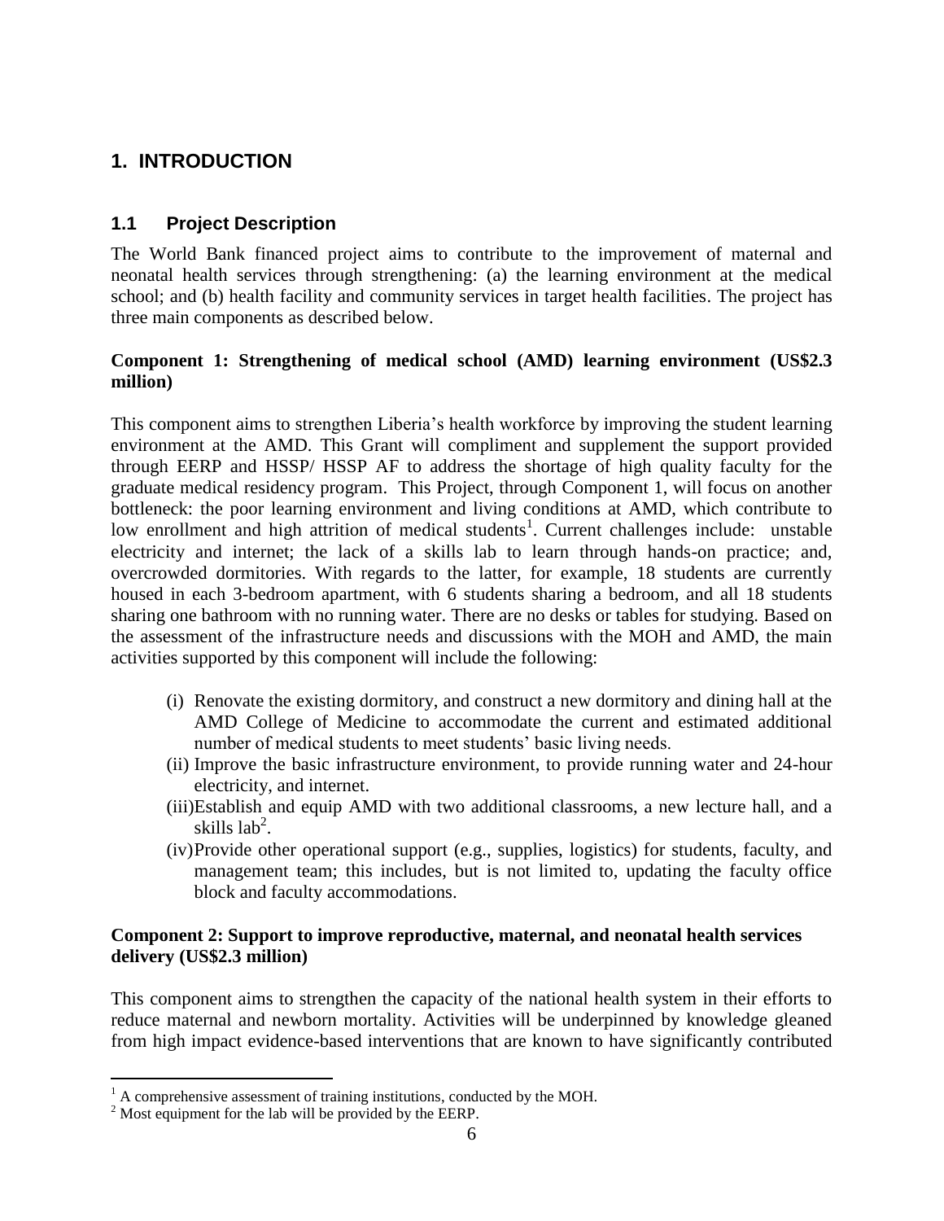# 1. INTRODUCTION

## 1.1 Project Description

The World Bank financed project aims to contribute to the improvement of maternal and neonatal health services through strengthening: (a) the learning environment at the medical school; and (b) health facility and community services in target health facilities. The project has three main components as described below.

**Component 1: Strengthening of medical school (AMD) learning environment (US$2.3 million)**

This component aims to strengthen Liberia's health workforce by improving the student learning environment at the AMD. This Grant will compliment and supplement the support provided through EERP and HSSP/ HSSP AF to address the shortage of high quality faculty for the graduate medical residency program. This Project, through Component 1, will focus on another bottleneck: the poor learning environment and living conditions at AMD, which contribute to low enrollment and high attrition of medical students[1]. Current challenges include: unstable electricity and internet; the lack of a skills lab to learn through hands-on practice; and, overcrowded dormitories. With regards to the latter, for example, 18 students are currently housed in each 3-bedroom apartment, with 6 students sharing a bedroom, and all 18 students sharing one bathroom with no running water. There are no desks or tables for studying. Based on the assessment of the infrastructure needs and discussions with the MOH and AMD, the main activities supported by this component will include the following:

(i) Renovate the existing dormitory, and construct a new dormitory and dining hall at the AMD College of Medicine to accommodate the current and estimated additional number of medical students to meet students' basic living needs.

(ii) Improve the basic infrastructure environment, to provide running water and 24-hour electricity, and internet.

(iii) Establish and equip AMD with two additional classrooms, a new lecture hall, and a skills lab[2].

(iv) Provide other operational support (e.g., supplies, logistics) for students, faculty, and management team; this includes, but is not limited to, updating the faculty office block and faculty accommodations.

**Component 2: Support to improve reproductive, maternal, and neonatal health services delivery (US$2.3 million)**

This component aims to strengthen the capacity of the national health system in their efforts to reduce maternal and newborn mortality. Activities will be underpinned by knowledge gleaned from high impact evidence-based interventions that are known to have significantly contributed

---

[1] A comprehensive assessment of training institutions, conducted by the MOH.

[2] Most equipment for the lab will be provided by the EERP.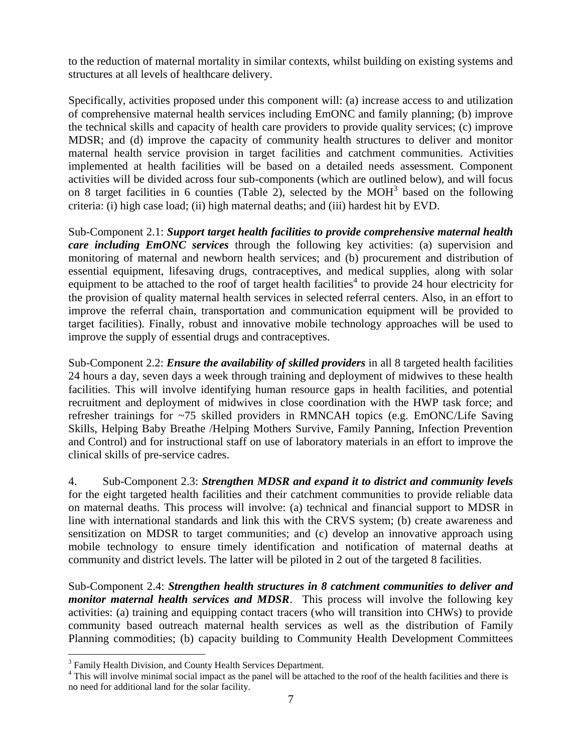to the reduction of maternal mortality in similar contexts, whilst building on existing systems and structures at all levels of healthcare delivery.

Specifically, activities proposed under this component will: (a) increase access to and utilization of comprehensive maternal health services including EmONC and family planning; (b) improve the technical skills and capacity of health care providers to provide quality services; (c) improve MDSR; and (d) improve the capacity of community health structures to deliver and monitor maternal health service provision in target facilities and catchment communities. Activities implemented at health facilities will be based on a detailed needs assessment. Component activities will be divided across four sub-components (which are outlined below), and will focus on 8 target facilities in 6 counties (Table 2), selected by the MOH[3] based on the following criteria: (i) high case load; (ii) high maternal deaths; and (iii) hardest hit by EVD.

Sub-Component 2.1: ***Support target health facilities to provide comprehensive maternal health care including EmONC services*** through the following key activities: (a) supervision and monitoring of maternal and newborn health services; and (b) procurement and distribution of essential equipment, lifesaving drugs, contraceptives, and medical supplies, along with solar equipment to be attached to the roof of target health facilities[4] to provide 24 hour electricity for the provision of quality maternal health services in selected referral centers. Also, in an effort to improve the referral chain, transportation and communication equipment will be provided to target facilities). Finally, robust and innovative mobile technology approaches will be used to improve the supply of essential drugs and contraceptives.

Sub-Component 2.2: ***Ensure the availability of skilled providers*** in all 8 targeted health facilities 24 hours a day, seven days a week through training and deployment of midwives to these health facilities. This will involve identifying human resource gaps in health facilities, and potential recruitment and deployment of midwives in close coordination with the HWP task force; and refresher trainings for ~75 skilled providers in RMNCAH topics (e.g. EmONC/Life Saving Skills, Helping Baby Breathe /Helping Mothers Survive, Family Panning, Infection Prevention and Control) and for instructional staff on use of laboratory materials in an effort to improve the clinical skills of pre-service cadres.

4. Sub-Component 2.3: ***Strengthen MDSR and expand it to district and community levels*** for the eight targeted health facilities and their catchment communities to provide reliable data on maternal deaths. This process will involve: (a) technical and financial support to MDSR in line with international standards and link this with the CRVS system; (b) create awareness and sensitization on MDSR to target communities; and (c) develop an innovative approach using mobile technology to ensure timely identification and notification of maternal deaths at community and district levels. The latter will be piloted in 2 out of the targeted 8 facilities.

Sub-Component 2.4: ***Strengthen health structures in 8 catchment communities to deliver and monitor maternal health services and MDSR***. This process will involve the following key activities: (a) training and equipping contact tracers (who will transition into CHWs) to provide community based outreach maternal health services as well as the distribution of Family Planning commodities; (b) capacity building to Community Health Development Committees

---

[3] Family Health Division, and County Health Services Department.

[4] This will involve minimal social impact as the panel will be attached to the roof of the health facilities and there is no need for additional land for the solar facility.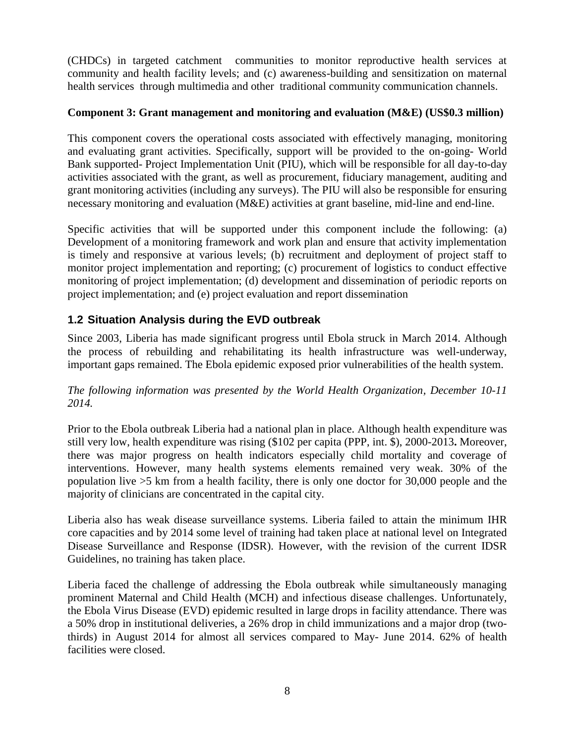(CHDCs) in targeted catchment communities to monitor reproductive health services at community and health facility levels; and (c) awareness-building and sensitization on maternal health services through multimedia and other traditional community communication channels.

**Component 3: Grant management and monitoring and evaluation (M&E) (US$0.3 million)**

This component covers the operational costs associated with effectively managing, monitoring and evaluating grant activities. Specifically, support will be provided to the on-going- World Bank supported- Project Implementation Unit (PIU), which will be responsible for all day-to-day activities associated with the grant, as well as procurement, fiduciary management, auditing and grant monitoring activities (including any surveys). The PIU will also be responsible for ensuring necessary monitoring and evaluation (M&E) activities at grant baseline, mid-line and end-line.

Specific activities that will be supported under this component include the following: (a) Development of a monitoring framework and work plan and ensure that activity implementation is timely and responsive at various levels; (b) recruitment and deployment of project staff to monitor project implementation and reporting; (c) procurement of logistics to conduct effective monitoring of project implementation; (d) development and dissemination of periodic reports on project implementation; and (e) project evaluation and report dissemination

## 1.2 Situation Analysis during the EVD outbreak

Since 2003, Liberia has made significant progress until Ebola struck in March 2014. Although the process of rebuilding and rehabilitating its health infrastructure was well-underway, important gaps remained. The Ebola epidemic exposed prior vulnerabilities of the health system.

*The following information was presented by the World Health Organization, December 10-11 2014.*

Prior to the Ebola outbreak Liberia had a national plan in place. Although health expenditure was still very low, health expenditure was rising ($102 per capita (PPP, int. $), 2000-2013**.** Moreover, there was major progress on health indicators especially child mortality and coverage of interventions. However, many health systems elements remained very weak. 30% of the population live >5 km from a health facility, there is only one doctor for 30,000 people and the majority of clinicians are concentrated in the capital city.

Liberia also has weak disease surveillance systems. Liberia failed to attain the minimum IHR core capacities and by 2014 some level of training had taken place at national level on Integrated Disease Surveillance and Response (IDSR). However, with the revision of the current IDSR Guidelines, no training has taken place.

Liberia faced the challenge of addressing the Ebola outbreak while simultaneously managing prominent Maternal and Child Health (MCH) and infectious disease challenges. Unfortunately, the Ebola Virus Disease (EVD) epidemic resulted in large drops in facility attendance. There was a 50% drop in institutional deliveries, a 26% drop in child immunizations and a major drop (two-thirds) in August 2014 for almost all services compared to May- June 2014. 62% of health facilities were closed.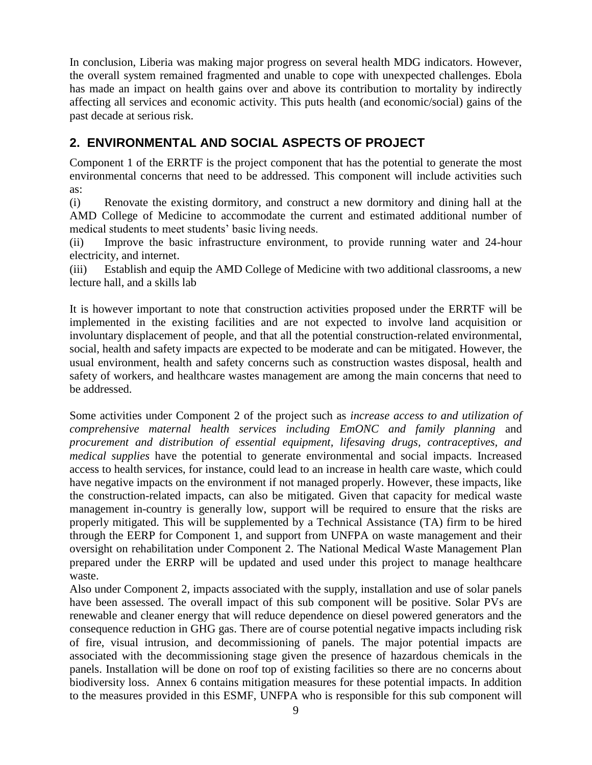In conclusion, Liberia was making major progress on several health MDG indicators. However, the overall system remained fragmented and unable to cope with unexpected challenges. Ebola has made an impact on health gains over and above its contribution to mortality by indirectly affecting all services and economic activity. This puts health (and economic/social) gains of the past decade at serious risk.

## 2. ENVIRONMENTAL AND SOCIAL ASPECTS OF PROJECT

Component 1 of the ERRTF is the project component that has the potential to generate the most environmental concerns that need to be addressed. This component will include activities such as:

(i) Renovate the existing dormitory, and construct a new dormitory and dining hall at the AMD College of Medicine to accommodate the current and estimated additional number of medical students to meet students' basic living needs.

(ii) Improve the basic infrastructure environment, to provide running water and 24-hour electricity, and internet.

(iii) Establish and equip the AMD College of Medicine with two additional classrooms, a new lecture hall, and a skills lab

It is however important to note that construction activities proposed under the ERRTF will be implemented in the existing facilities and are not expected to involve land acquisition or involuntary displacement of people, and that all the potential construction-related environmental, social, health and safety impacts are expected to be moderate and can be mitigated. However, the usual environment, health and safety concerns such as construction wastes disposal, health and safety of workers, and healthcare wastes management are among the main concerns that need to be addressed.

Some activities under Component 2 of the project such as *increase access to and utilization of comprehensive maternal health services including EmONC and family planning* and *procurement and distribution of essential equipment, lifesaving drugs, contraceptives, and medical supplies* have the potential to generate environmental and social impacts. Increased access to health services, for instance, could lead to an increase in health care waste, which could have negative impacts on the environment if not managed properly. However, these impacts, like the construction-related impacts, can also be mitigated. Given that capacity for medical waste management in-country is generally low, support will be required to ensure that the risks are properly mitigated. This will be supplemented by a Technical Assistance (TA) firm to be hired through the EERP for Component 1, and support from UNFPA on waste management and their oversight on rehabilitation under Component 2. The National Medical Waste Management Plan prepared under the ERRP will be updated and used under this project to manage healthcare waste.

Also under Component 2, impacts associated with the supply, installation and use of solar panels have been assessed. The overall impact of this sub component will be positive. Solar PVs are renewable and cleaner energy that will reduce dependence on diesel powered generators and the consequence reduction in GHG gas. There are of course potential negative impacts including risk of fire, visual intrusion, and decommissioning of panels. The major potential impacts are associated with the decommissioning stage given the presence of hazardous chemicals in the panels. Installation will be done on roof top of existing facilities so there are no concerns about biodiversity loss. Annex 6 contains mitigation measures for these potential impacts. In addition to the measures provided in this ESMF, UNFPA who is responsible for this sub component will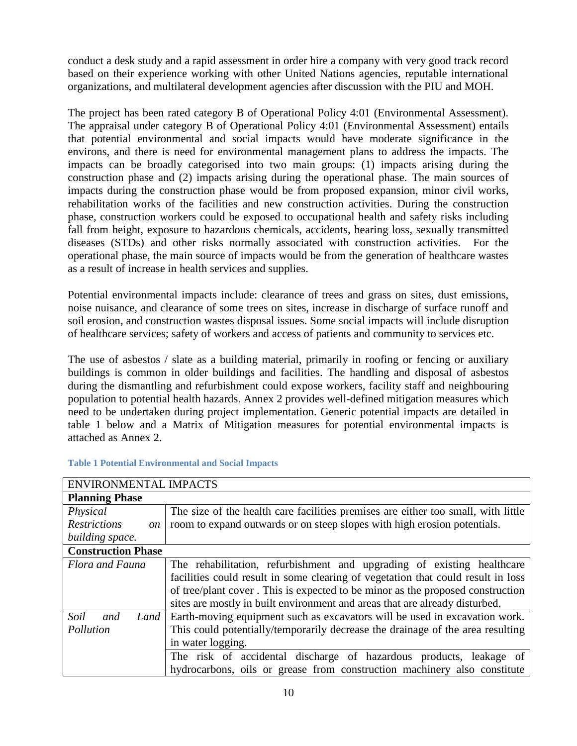conduct a desk study and a rapid assessment in order hire a company with very good track record based on their experience working with other United Nations agencies, reputable international organizations, and multilateral development agencies after discussion with the PIU and MOH.

The project has been rated category B of Operational Policy 4:01 (Environmental Assessment). The appraisal under category B of Operational Policy 4:01 (Environmental Assessment) entails that potential environmental and social impacts would have moderate significance in the environs, and there is need for environmental management plans to address the impacts. The impacts can be broadly categorised into two main groups: (1) impacts arising during the construction phase and (2) impacts arising during the operational phase. The main sources of impacts during the construction phase would be from proposed expansion, minor civil works, rehabilitation works of the facilities and new construction activities. During the construction phase, construction workers could be exposed to occupational health and safety risks including fall from height, exposure to hazardous chemicals, accidents, hearing loss, sexually transmitted diseases (STDs) and other risks normally associated with construction activities. For the operational phase, the main source of impacts would be from the generation of healthcare wastes as a result of increase in health services and supplies.

Potential environmental impacts include: clearance of trees and grass on sites, dust emissions, noise nuisance, and clearance of some trees on sites, increase in discharge of surface runoff and soil erosion, and construction wastes disposal issues. Some social impacts will include disruption of healthcare services; safety of workers and access of patients and community to services etc.

The use of asbestos / slate as a building material, primarily in roofing or fencing or auxiliary buildings is common in older buildings and facilities. The handling and disposal of asbestos during the dismantling and refurbishment could expose workers, facility staff and neighbouring population to potential health hazards. Annex 2 provides well-defined mitigation measures which need to be undertaken during project implementation. Generic potential impacts are detailed in table 1 below and a Matrix of Mitigation measures for potential environmental impacts is attached as Annex 2.

**Table 1 Potential Environmental and Social Impacts**

| ENVIRONMENTAL IMPACTS | |
|---|---|
| **Planning Phase** | |
| *Physical Restrictions on building space.* | The size of the health care facilities premises are either too small, with little room to expand outwards or on steep slopes with high erosion potentials. |
| **Construction Phase** | |
| *Flora and Fauna* | The rehabilitation, refurbishment and upgrading of existing healthcare facilities could result in some clearing of vegetation that could result in loss of tree/plant cover . This is expected to be minor as the proposed construction sites are mostly in built environment and areas that are already disturbed. |
| *Soil and Land Pollution* | Earth-moving equipment such as excavators will be used in excavation work. This could potentially/temporarily decrease the drainage of the area resulting in water logging. |
| | The risk of accidental discharge of hazardous products, leakage of hydrocarbons, oils or grease from construction machinery also constitute |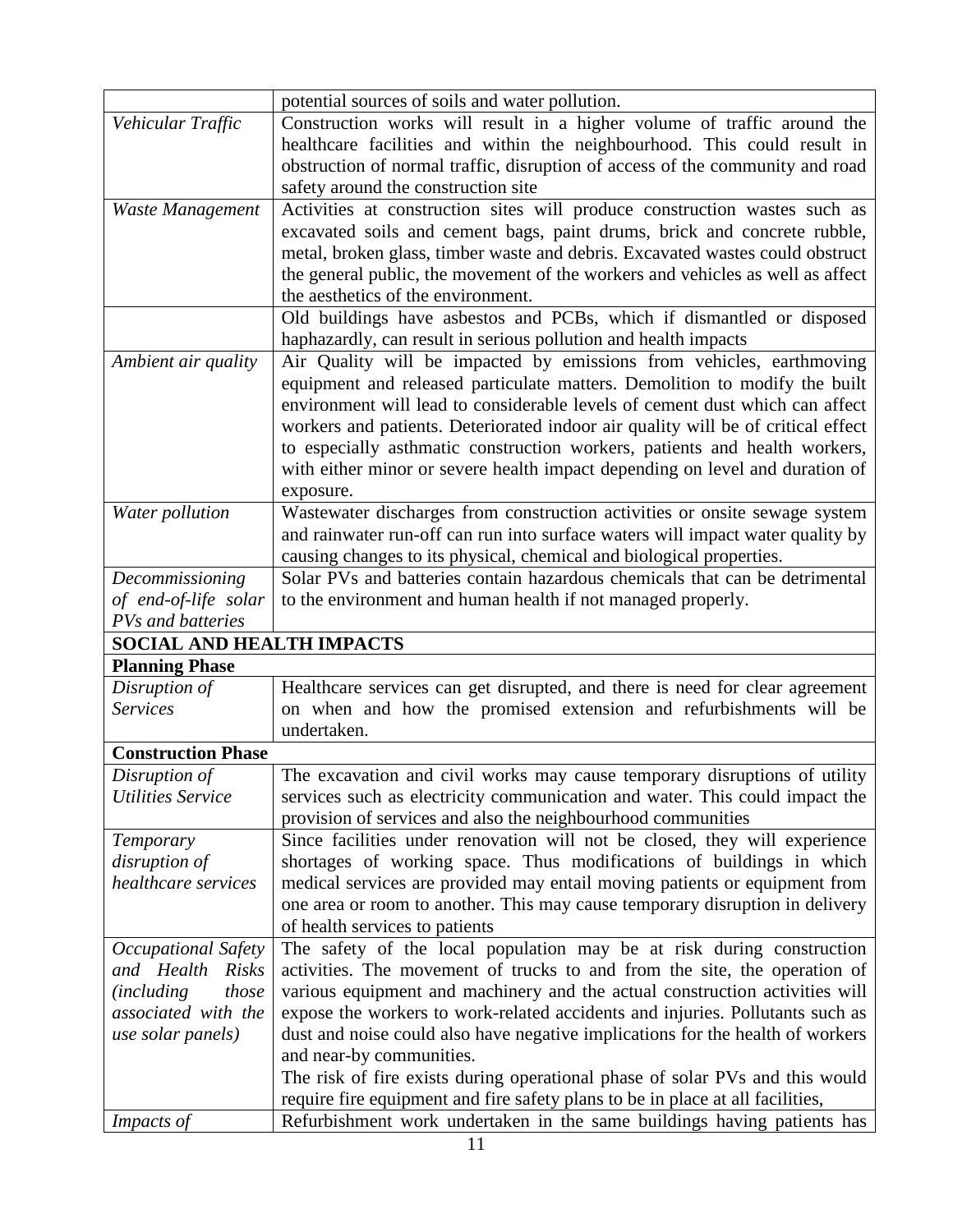| | |
|---|---|
| | potential sources of soils and water pollution. |
| *Vehicular Traffic* | Construction works will result in a higher volume of traffic around the healthcare facilities and within the neighbourhood. This could result in obstruction of normal traffic, disruption of access of the community and road safety around the construction site |
| *Waste Management* | Activities at construction sites will produce construction wastes such as excavated soils and cement bags, paint drums, brick and concrete rubble, metal, broken glass, timber waste and debris. Excavated wastes could obstruct the general public, the movement of the workers and vehicles as well as affect the aesthetics of the environment. |
| | Old buildings have asbestos and PCBs, which if dismantled or disposed haphazardly, can result in serious pollution and health impacts |
| *Ambient air quality* | Air Quality will be impacted by emissions from vehicles, earthmoving equipment and released particulate matters. Demolition to modify the built environment will lead to considerable levels of cement dust which can affect workers and patients. Deteriorated indoor air quality will be of critical effect to especially asthmatic construction workers, patients and health workers, with either minor or severe health impact depending on level and duration of exposure. |
| *Water pollution* | Wastewater discharges from construction activities or onsite sewage system and rainwater run-off can run into surface waters will impact water quality by causing changes to its physical, chemical and biological properties. |
| *Decommissioning of end-of-life solar PVs and batteries* | Solar PVs and batteries contain hazardous chemicals that can be detrimental to the environment and human health if not managed properly. |
| **SOCIAL AND HEALTH IMPACTS** | |
| **Planning Phase** | |
| *Disruption of Services* | Healthcare services can get disrupted, and there is need for clear agreement on when and how the promised extension and refurbishments will be undertaken. |
| **Construction Phase** | |
| *Disruption of Utilities Service* | The excavation and civil works may cause temporary disruptions of utility services such as electricity communication and water. This could impact the provision of services and also the neighbourhood communities |
| *Temporary disruption of healthcare services* | Since facilities under renovation will not be closed, they will experience shortages of working space. Thus modifications of buildings in which medical services are provided may entail moving patients or equipment from one area or room to another. This may cause temporary disruption in delivery of health services to patients |
| *Occupational Safety and Health Risks (including those associated with the use solar panels)* | The safety of the local population may be at risk during construction activities. The movement of trucks to and from the site, the operation of various equipment and machinery and the actual construction activities will expose the workers to work-related accidents and injuries. Pollutants such as dust and noise could also have negative implications for the health of workers and near-by communities.<br>The risk of fire exists during operational phase of solar PVs and this would require fire equipment and fire safety plans to be in place at all facilities, |
| *Impacts of* | Refurbishment work undertaken in the same buildings having patients has |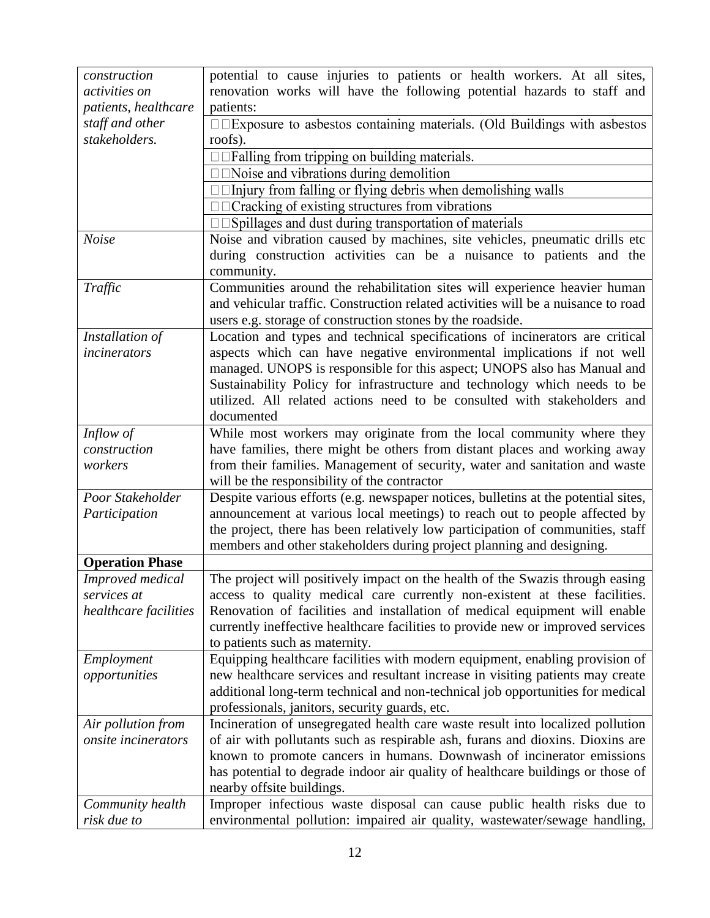| | |
|---|---|
| *construction activities on patients, healthcare staff and other stakeholders.* | potential to cause injuries to patients or health workers. At all sites, renovation works will have the following potential hazards to staff and patients: |
| | Exposure to asbestos containing materials. (Old Buildings with asbestos roofs). |
| | Falling from tripping on building materials. |
| | Noise and vibrations during demolition |
| | Injury from falling or flying debris when demolishing walls |
| | Cracking of existing structures from vibrations |
| | Spillages and dust during transportation of materials |
| *Noise* | Noise and vibration caused by machines, site vehicles, pneumatic drills etc during construction activities can be a nuisance to patients and the community. |
| *Traffic* | Communities around the rehabilitation sites will experience heavier human and vehicular traffic. Construction related activities will be a nuisance to road users e.g. storage of construction stones by the roadside. |
| *Installation of incinerators* | Location and types and technical specifications of incinerators are critical aspects which can have negative environmental implications if not well managed. UNOPS is responsible for this aspect; UNOPS also has Manual and Sustainability Policy for infrastructure and technology which needs to be utilized. All related actions need to be consulted with stakeholders and documented |
| *Inflow of construction workers* | While most workers may originate from the local community where they have families, there might be others from distant places and working away from their families. Management of security, water and sanitation and waste will be the responsibility of the contractor |
| *Poor Stakeholder Participation* | Despite various efforts (e.g. newspaper notices, bulletins at the potential sites, announcement at various local meetings) to reach out to people affected by the project, there has been relatively low participation of communities, staff members and other stakeholders during project planning and designing. |
| **Operation Phase** | |
| *Improved medical services at healthcare facilities* | The project will positively impact on the health of the Swazis through easing access to quality medical care currently non-existent at these facilities. Renovation of facilities and installation of medical equipment will enable currently ineffective healthcare facilities to provide new or improved services to patients such as maternity. |
| *Employment opportunities* | Equipping healthcare facilities with modern equipment, enabling provision of new healthcare services and resultant increase in visiting patients may create additional long-term technical and non-technical job opportunities for medical professionals, janitors, security guards, etc. |
| *Air pollution from onsite incinerators* | Incineration of unsegregated health care waste result into localized pollution of air with pollutants such as respirable ash, furans and dioxins. Dioxins are known to promote cancers in humans. Downwash of incinerator emissions has potential to degrade indoor air quality of healthcare buildings or those of nearby offsite buildings. |
| *Community health risk due to* | Improper infectious waste disposal can cause public health risks due to environmental pollution: impaired air quality, wastewater/sewage handling, |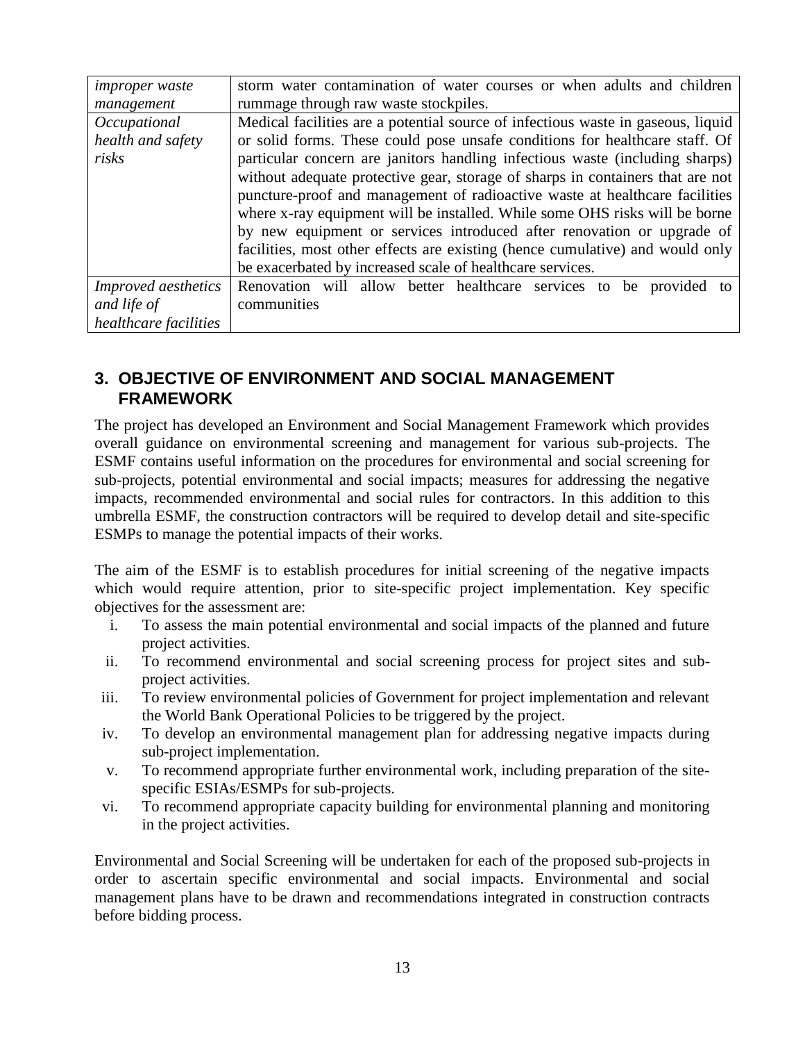| | |
|---|---|
| *improper waste management* | storm water contamination of water courses or when adults and children rummage through raw waste stockpiles. |
| *Occupational health and safety risks* | Medical facilities are a potential source of infectious waste in gaseous, liquid or solid forms. These could pose unsafe conditions for healthcare staff. Of particular concern are janitors handling infectious waste (including sharps) without adequate protective gear, storage of sharps in containers that are not puncture-proof and management of radioactive waste at healthcare facilities where x-ray equipment will be installed. While some OHS risks will be borne by new equipment or services introduced after renovation or upgrade of facilities, most other effects are existing (hence cumulative) and would only be exacerbated by increased scale of healthcare services. |
| *Improved aesthetics and life of healthcare facilities* | Renovation will allow better healthcare services to be provided to communities |

## 3. OBJECTIVE OF ENVIRONMENT AND SOCIAL MANAGEMENT FRAMEWORK

The project has developed an Environment and Social Management Framework which provides overall guidance on environmental screening and management for various sub-projects. The ESMF contains useful information on the procedures for environmental and social screening for sub-projects, potential environmental and social impacts; measures for addressing the negative impacts, recommended environmental and social rules for contractors. In this addition to this umbrella ESMF, the construction contractors will be required to develop detail and site-specific ESMPs to manage the potential impacts of their works.

The aim of the ESMF is to establish procedures for initial screening of the negative impacts which would require attention, prior to site-specific project implementation. Key specific objectives for the assessment are:

i. To assess the main potential environmental and social impacts of the planned and future project activities.
ii. To recommend environmental and social screening process for project sites and sub-project activities.
iii. To review environmental policies of Government for project implementation and relevant the World Bank Operational Policies to be triggered by the project.
iv. To develop an environmental management plan for addressing negative impacts during sub-project implementation.
v. To recommend appropriate further environmental work, including preparation of the site-specific ESIAs/ESMPs for sub-projects.
vi. To recommend appropriate capacity building for environmental planning and monitoring in the project activities.

Environmental and Social Screening will be undertaken for each of the proposed sub-projects in order to ascertain specific environmental and social impacts. Environmental and social management plans have to be drawn and recommendations integrated in construction contracts before bidding process.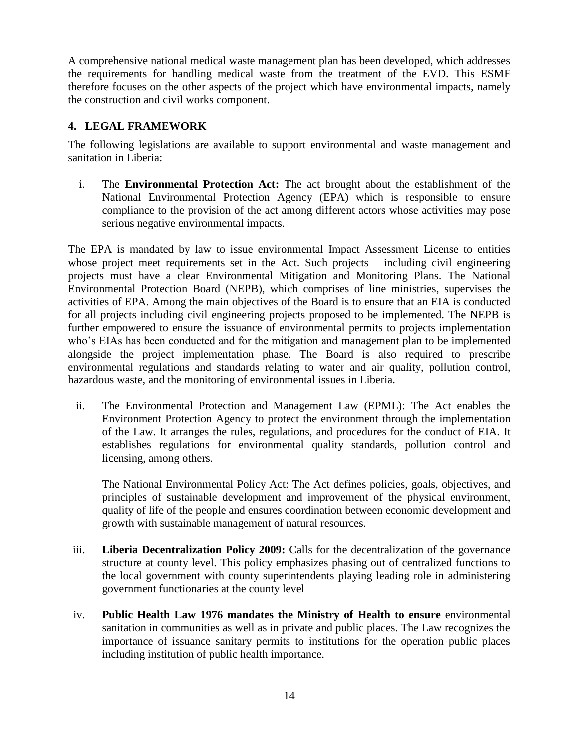A comprehensive national medical waste management plan has been developed, which addresses the requirements for handling medical waste from the treatment of the EVD. This ESMF therefore focuses on the other aspects of the project which have environmental impacts, namely the construction and civil works component.

## 4. LEGAL FRAMEWORK

The following legislations are available to support environmental and waste management and sanitation in Liberia:

i. The **Environmental Protection Act:** The act brought about the establishment of the National Environmental Protection Agency (EPA) which is responsible to ensure compliance to the provision of the act among different actors whose activities may pose serious negative environmental impacts.

The EPA is mandated by law to issue environmental Impact Assessment License to entities whose project meet requirements set in the Act. Such projects including civil engineering projects must have a clear Environmental Mitigation and Monitoring Plans. The National Environmental Protection Board (NEPB), which comprises of line ministries, supervises the activities of EPA. Among the main objectives of the Board is to ensure that an EIA is conducted for all projects including civil engineering projects proposed to be implemented. The NEPB is further empowered to ensure the issuance of environmental permits to projects implementation who's EIAs has been conducted and for the mitigation and management plan to be implemented alongside the project implementation phase. The Board is also required to prescribe environmental regulations and standards relating to water and air quality, pollution control, hazardous waste, and the monitoring of environmental issues in Liberia.

ii. The Environmental Protection and Management Law (EPML): The Act enables the Environment Protection Agency to protect the environment through the implementation of the Law. It arranges the rules, regulations, and procedures for the conduct of EIA. It establishes regulations for environmental quality standards, pollution control and licensing, among others.

   The National Environmental Policy Act: The Act defines policies, goals, objectives, and principles of sustainable development and improvement of the physical environment, quality of life of the people and ensures coordination between economic development and growth with sustainable management of natural resources.

iii. **Liberia Decentralization Policy 2009:** Calls for the decentralization of the governance structure at county level. This policy emphasizes phasing out of centralized functions to the local government with county superintendents playing leading role in administering government functionaries at the county level

iv. **Public Health Law 1976 mandates the Ministry of Health to ensure** environmental sanitation in communities as well as in private and public places. The Law recognizes the importance of issuance sanitary permits to institutions for the operation public places including institution of public health importance.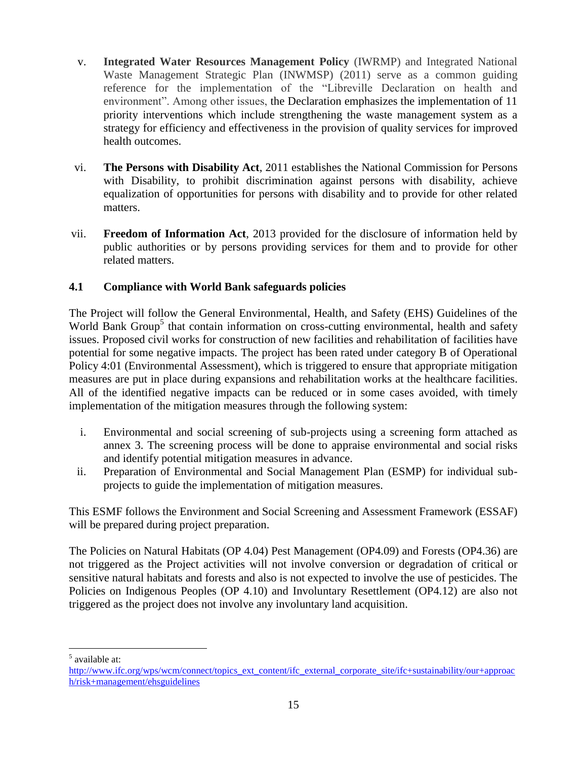v. **Integrated Water Resources Management Policy** (IWRMP) and Integrated National Waste Management Strategic Plan (INWMSP) (2011) serve as a common guiding reference for the implementation of the "Libreville Declaration on health and environment". Among other issues, the Declaration emphasizes the implementation of 11 priority interventions which include strengthening the waste management system as a strategy for efficiency and effectiveness in the provision of quality services for improved health outcomes.

vi. **The Persons with Disability Act**, 2011 establishes the National Commission for Persons with Disability, to prohibit discrimination against persons with disability, achieve equalization of opportunities for persons with disability and to provide for other related matters.

vii. **Freedom of Information Act**, 2013 provided for the disclosure of information held by public authorities or by persons providing services for them and to provide for other related matters.

### 4.1 Compliance with World Bank safeguards policies

The Project will follow the General Environmental, Health, and Safety (EHS) Guidelines of the World Bank Group[5] that contain information on cross-cutting environmental, health and safety issues. Proposed civil works for construction of new facilities and rehabilitation of facilities have potential for some negative impacts. The project has been rated under category B of Operational Policy 4:01 (Environmental Assessment), which is triggered to ensure that appropriate mitigation measures are put in place during expansions and rehabilitation works at the healthcare facilities. All of the identified negative impacts can be reduced or in some cases avoided, with timely implementation of the mitigation measures through the following system:

i. Environmental and social screening of sub-projects using a screening form attached as annex 3. The screening process will be done to appraise environmental and social risks and identify potential mitigation measures in advance.
ii. Preparation of Environmental and Social Management Plan (ESMP) for individual sub-projects to guide the implementation of mitigation measures.

This ESMF follows the Environment and Social Screening and Assessment Framework (ESSAF) will be prepared during project preparation.

The Policies on Natural Habitats (OP 4.04) Pest Management (OP4.09) and Forests (OP4.36) are not triggered as the Project activities will not involve conversion or degradation of critical or sensitive natural habitats and forests and also is not expected to involve the use of pesticides. The Policies on Indigenous Peoples (OP 4.10) and Involuntary Resettlement (OP4.12) are also not triggered as the project does not involve any involuntary land acquisition.

---

[5] available at: http://www.ifc.org/wps/wcm/connect/topics_ext_content/ifc_external_corporate_site/ifc+sustainability/our+approach/risk+management/ehsguidelines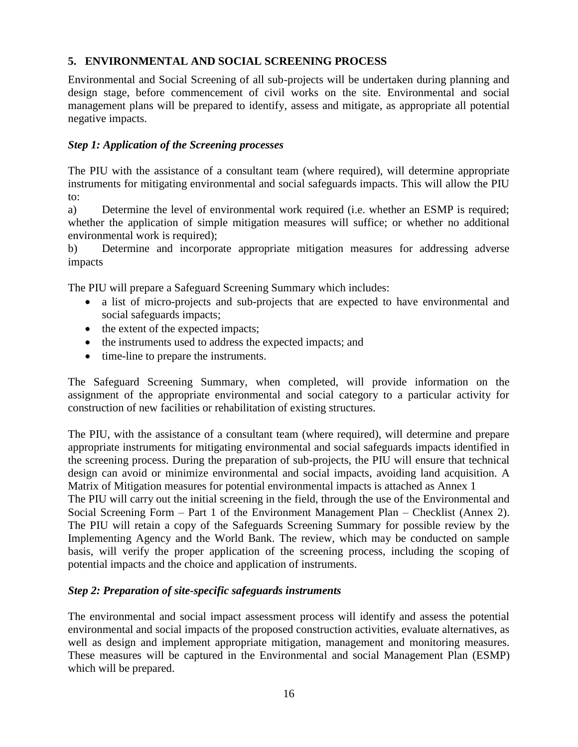## 5. ENVIRONMENTAL AND SOCIAL SCREENING PROCESS

Environmental and Social Screening of all sub-projects will be undertaken during planning and design stage, before commencement of civil works on the site. Environmental and social management plans will be prepared to identify, assess and mitigate, as appropriate all potential negative impacts.

### *Step 1: Application of the Screening processes*

The PIU with the assistance of a consultant team (where required), will determine appropriate instruments for mitigating environmental and social safeguards impacts. This will allow the PIU to:

a) Determine the level of environmental work required (i.e. whether an ESMP is required; whether the application of simple mitigation measures will suffice; or whether no additional environmental work is required);

b) Determine and incorporate appropriate mitigation measures for addressing adverse impacts

The PIU will prepare a Safeguard Screening Summary which includes:

- a list of micro-projects and sub-projects that are expected to have environmental and social safeguards impacts;
- the extent of the expected impacts;
- the instruments used to address the expected impacts; and
- time-line to prepare the instruments.

The Safeguard Screening Summary, when completed, will provide information on the assignment of the appropriate environmental and social category to a particular activity for construction of new facilities or rehabilitation of existing structures.

The PIU, with the assistance of a consultant team (where required), will determine and prepare appropriate instruments for mitigating environmental and social safeguards impacts identified in the screening process. During the preparation of sub-projects, the PIU will ensure that technical design can avoid or minimize environmental and social impacts, avoiding land acquisition. A Matrix of Mitigation measures for potential environmental impacts is attached as Annex 1

The PIU will carry out the initial screening in the field, through the use of the Environmental and Social Screening Form – Part 1 of the Environment Management Plan – Checklist (Annex 2). The PIU will retain a copy of the Safeguards Screening Summary for possible review by the Implementing Agency and the World Bank. The review, which may be conducted on sample basis, will verify the proper application of the screening process, including the scoping of potential impacts and the choice and application of instruments.

### *Step 2: Preparation of site-specific safeguards instruments*

The environmental and social impact assessment process will identify and assess the potential environmental and social impacts of the proposed construction activities, evaluate alternatives, as well as design and implement appropriate mitigation, management and monitoring measures. These measures will be captured in the Environmental and social Management Plan (ESMP) which will be prepared.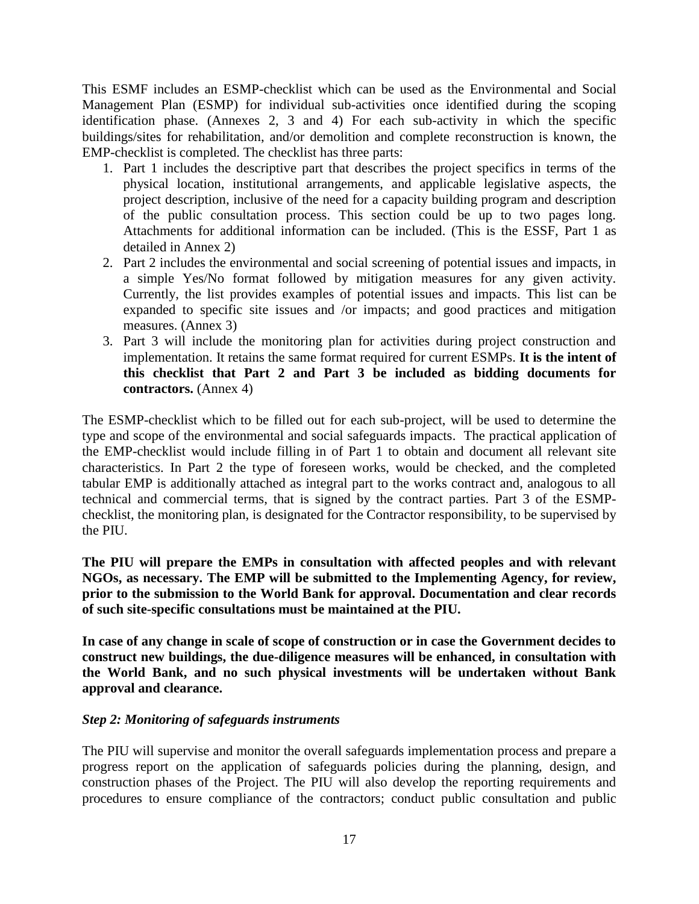This ESMF includes an ESMP-checklist which can be used as the Environmental and Social Management Plan (ESMP) for individual sub-activities once identified during the scoping identification phase. (Annexes 2, 3 and 4) For each sub-activity in which the specific buildings/sites for rehabilitation, and/or demolition and complete reconstruction is known, the EMP-checklist is completed. The checklist has three parts:

1. Part 1 includes the descriptive part that describes the project specifics in terms of the physical location, institutional arrangements, and applicable legislative aspects, the project description, inclusive of the need for a capacity building program and description of the public consultation process. This section could be up to two pages long. Attachments for additional information can be included. (This is the ESSF, Part 1 as detailed in Annex 2)
2. Part 2 includes the environmental and social screening of potential issues and impacts, in a simple Yes/No format followed by mitigation measures for any given activity. Currently, the list provides examples of potential issues and impacts. This list can be expanded to specific site issues and /or impacts; and good practices and mitigation measures. (Annex 3)
3. Part 3 will include the monitoring plan for activities during project construction and implementation. It retains the same format required for current ESMPs. **It is the intent of this checklist that Part 2 and Part 3 be included as bidding documents for contractors.** (Annex 4)

The ESMP-checklist which to be filled out for each sub-project, will be used to determine the type and scope of the environmental and social safeguards impacts. The practical application of the EMP-checklist would include filling in of Part 1 to obtain and document all relevant site characteristics. In Part 2 the type of foreseen works, would be checked, and the completed tabular EMP is additionally attached as integral part to the works contract and, analogous to all technical and commercial terms, that is signed by the contract parties. Part 3 of the ESMP-checklist, the monitoring plan, is designated for the Contractor responsibility, to be supervised by the PIU.

**The PIU will prepare the EMPs in consultation with affected peoples and with relevant NGOs, as necessary. The EMP will be submitted to the Implementing Agency, for review, prior to the submission to the World Bank for approval. Documentation and clear records of such site-specific consultations must be maintained at the PIU.**

**In case of any change in scale of scope of construction or in case the Government decides to construct new buildings, the due-diligence measures will be enhanced, in consultation with the World Bank, and no such physical investments will be undertaken without Bank approval and clearance.**

***Step 2: Monitoring of safeguards instruments***

The PIU will supervise and monitor the overall safeguards implementation process and prepare a progress report on the application of safeguards policies during the planning, design, and construction phases of the Project. The PIU will also develop the reporting requirements and procedures to ensure compliance of the contractors; conduct public consultation and public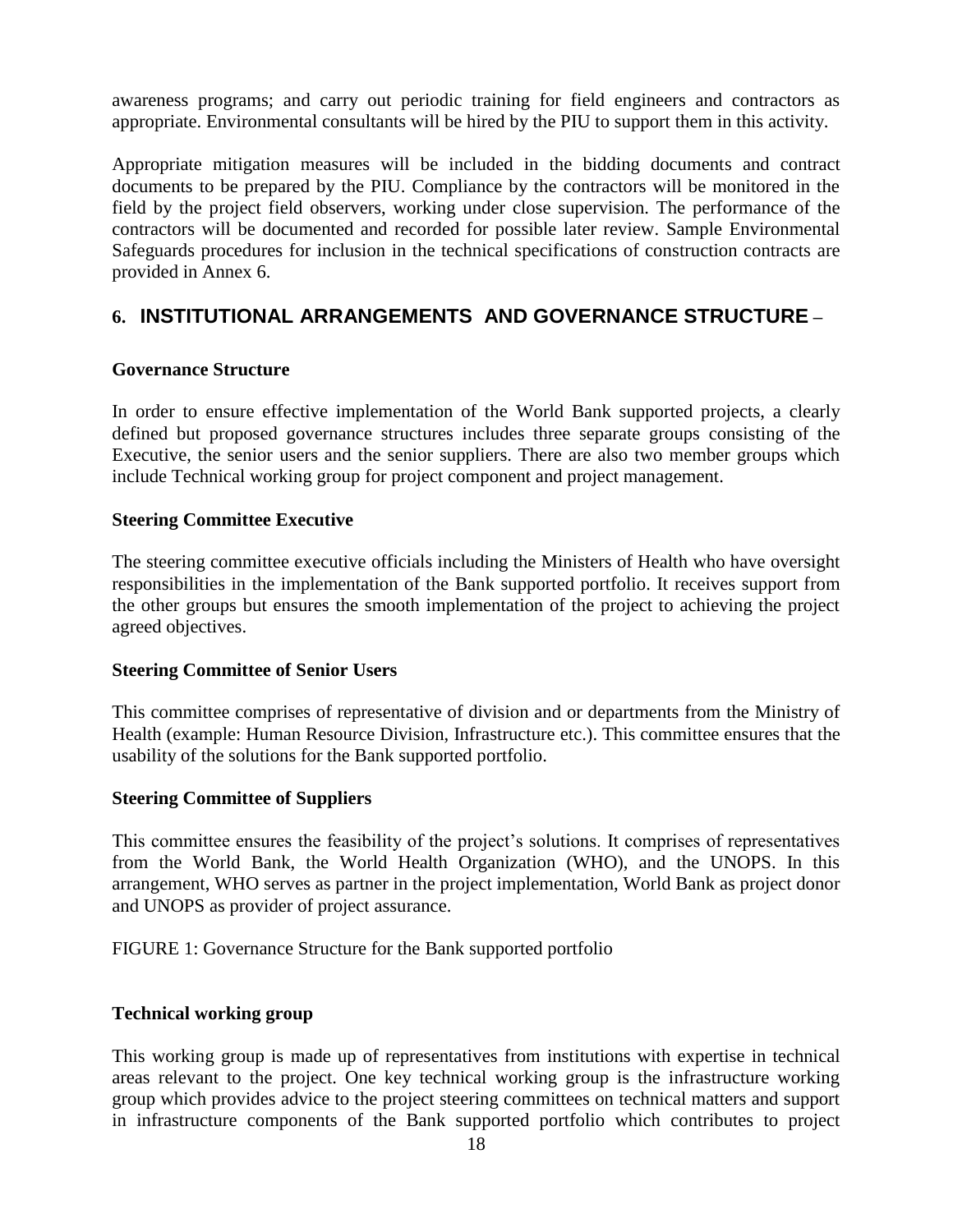awareness programs; and carry out periodic training for field engineers and contractors as appropriate. Environmental consultants will be hired by the PIU to support them in this activity.

Appropriate mitigation measures will be included in the bidding documents and contract documents to be prepared by the PIU. Compliance by the contractors will be monitored in the field by the project field observers, working under close supervision. The performance of the contractors will be documented and recorded for possible later review. Sample Environmental Safeguards procedures for inclusion in the technical specifications of construction contracts are provided in Annex 6.

## 6. INSTITUTIONAL ARRANGEMENTS AND GOVERNANCE STRUCTURE –

**Governance Structure**

In order to ensure effective implementation of the World Bank supported projects, a clearly defined but proposed governance structures includes three separate groups consisting of the Executive, the senior users and the senior suppliers. There are also two member groups which include Technical working group for project component and project management.

**Steering Committee Executive**

The steering committee executive officials including the Ministers of Health who have oversight responsibilities in the implementation of the Bank supported portfolio. It receives support from the other groups but ensures the smooth implementation of the project to achieving the project agreed objectives.

**Steering Committee of Senior Users**

This committee comprises of representative of division and or departments from the Ministry of Health (example: Human Resource Division, Infrastructure etc.). This committee ensures that the usability of the solutions for the Bank supported portfolio.

**Steering Committee of Suppliers**

This committee ensures the feasibility of the project's solutions. It comprises of representatives from the World Bank, the World Health Organization (WHO), and the UNOPS. In this arrangement, WHO serves as partner in the project implementation, World Bank as project donor and UNOPS as provider of project assurance.

FIGURE 1: Governance Structure for the Bank supported portfolio

**Technical working group**

This working group is made up of representatives from institutions with expertise in technical areas relevant to the project. One key technical working group is the infrastructure working group which provides advice to the project steering committees on technical matters and support in infrastructure components of the Bank supported portfolio which contributes to project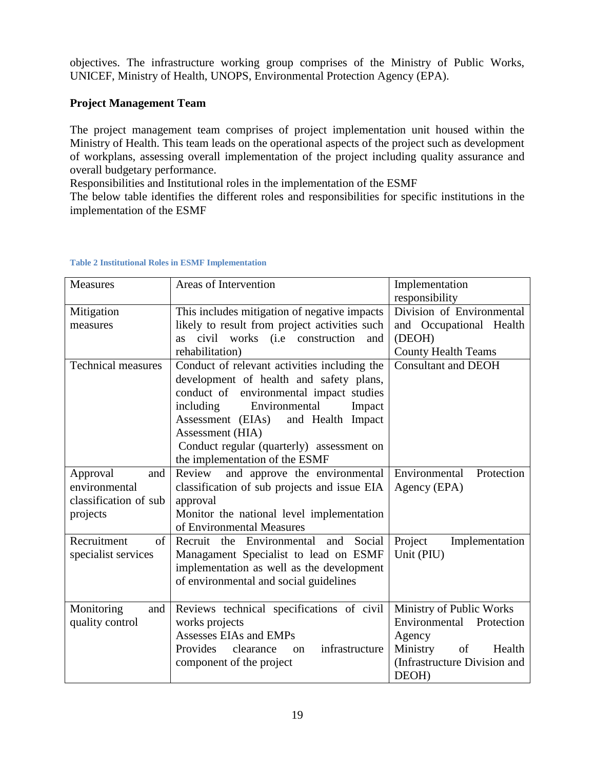objectives. The infrastructure working group comprises of the Ministry of Public Works, UNICEF, Ministry of Health, UNOPS, Environmental Protection Agency (EPA).

**Project Management Team**

The project management team comprises of project implementation unit housed within the Ministry of Health. This team leads on the operational aspects of the project such as development of workplans, assessing overall implementation of the project including quality assurance and overall budgetary performance.

Responsibilities and Institutional roles in the implementation of the ESMF

The below table identifies the different roles and responsibilities for specific institutions in the implementation of the ESMF

**Table 2 Institutional Roles in ESMF Implementation**

| Measures | Areas of Intervention | Implementation responsibility |
|---|---|---|
| Mitigation measures | This includes mitigation of negative impacts likely to result from project activities such as civil works (i.e construction and rehabilitation) | Division of Environmental and Occupational Health (DEOH)<br>County Health Teams |
| Technical measures | Conduct of relevant activities including the development of health and safety plans, conduct of environmental impact studies including Environmental Impact Assessment (EIAs) and Health Impact Assessment (HIA)<br>Conduct regular (quarterly) assessment on the implementation of the ESMF | Consultant and DEOH |
| Approval and environmental classification of sub projects | Review and approve the environmental classification of sub projects and issue EIA approval<br>Monitor the national level implementation of Environmental Measures | Environmental Protection Agency (EPA) |
| Recruitment of specialist services | Recruit the Environmental and Social Managament Specialist to lead on ESMF implementation as well as the development of environmental and social guidelines | Project Implementation Unit (PIU) |
| Monitoring and quality control | Reviews technical specifications of civil works projects<br>Assesses EIAs and EMPs<br>Provides clearance on infrastructure component of the project | Ministry of Public Works<br>Environmental Protection Agency<br>Ministry of Health (Infrastructure Division and DEOH) |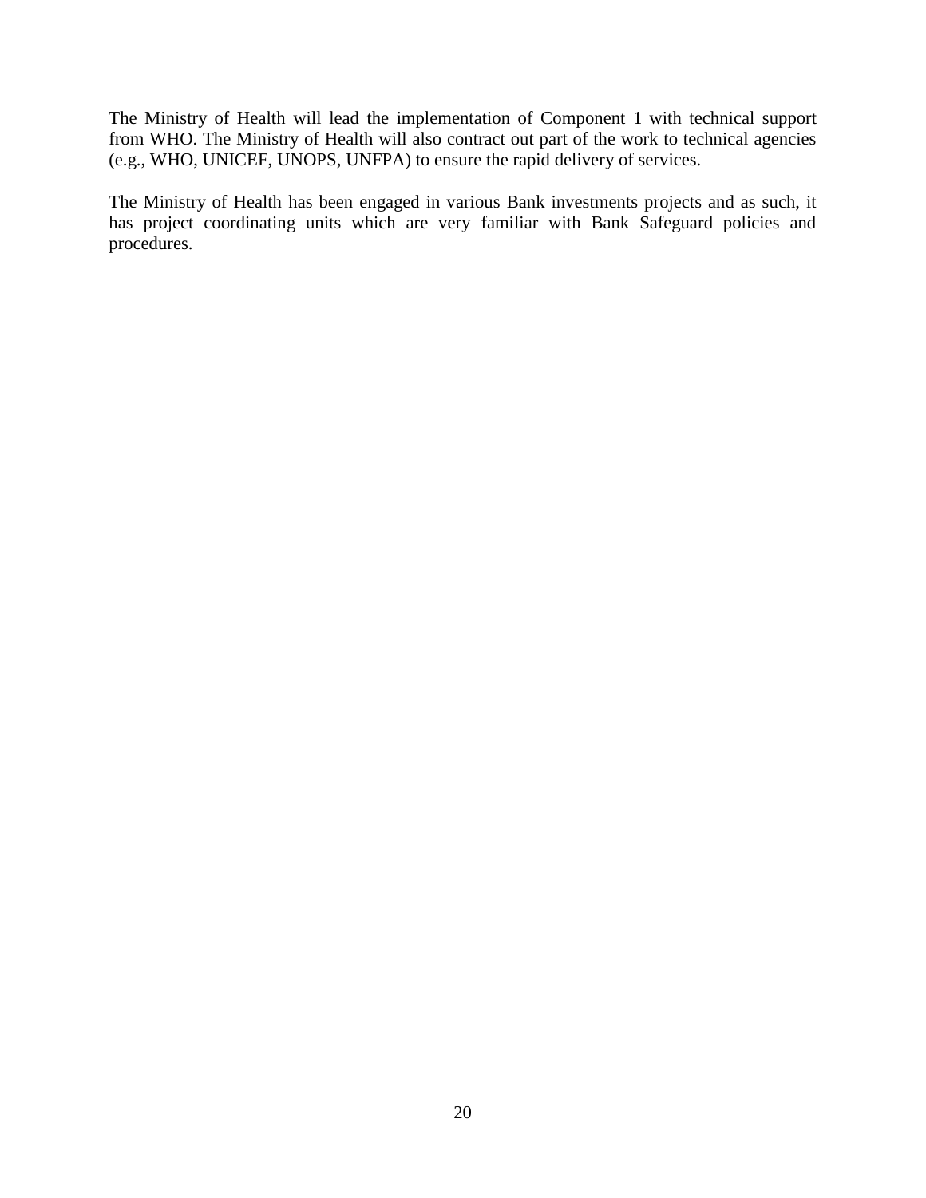The Ministry of Health will lead the implementation of Component 1 with technical support from WHO. The Ministry of Health will also contract out part of the work to technical agencies (e.g., WHO, UNICEF, UNOPS, UNFPA) to ensure the rapid delivery of services.

The Ministry of Health has been engaged in various Bank investments projects and as such, it has project coordinating units which are very familiar with Bank Safeguard policies and procedures.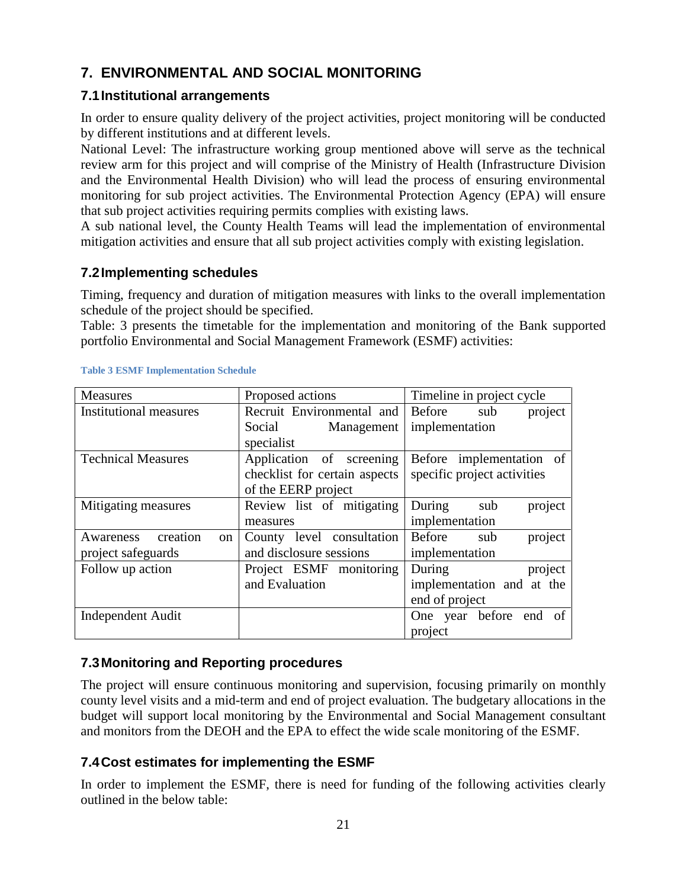# 7. ENVIRONMENTAL AND SOCIAL MONITORING

## 7.1 Institutional arrangements

In order to ensure quality delivery of the project activities, project monitoring will be conducted by different institutions and at different levels.

National Level: The infrastructure working group mentioned above will serve as the technical review arm for this project and will comprise of the Ministry of Health (Infrastructure Division and the Environmental Health Division) who will lead the process of ensuring environmental monitoring for sub project activities. The Environmental Protection Agency (EPA) will ensure that sub project activities requiring permits complies with existing laws.

A sub national level, the County Health Teams will lead the implementation of environmental mitigation activities and ensure that all sub project activities comply with existing legislation.

## 7.2 Implementing schedules

Timing, frequency and duration of mitigation measures with links to the overall implementation schedule of the project should be specified.

Table: 3 presents the timetable for the implementation and monitoring of the Bank supported portfolio Environmental and Social Management Framework (ESMF) activities:

**Table 3 ESMF Implementation Schedule**

| Measures | Proposed actions | Timeline in project cycle |
|---|---|---|
| Institutional measures | Recruit Environmental and Social Management specialist | Before sub project implementation |
| Technical Measures | Application of screening checklist for certain aspects of the EERP project | Before implementation of specific project activities |
| Mitigating measures | Review list of mitigating measures | During sub project implementation |
| Awareness creation on project safeguards | County level consultation and disclosure sessions | Before sub project implementation |
| Follow up action | Project ESMF monitoring and Evaluation | During project implementation and at the end of project |
| Independent Audit | | One year before end of project |

## 7.3 Monitoring and Reporting procedures

The project will ensure continuous monitoring and supervision, focusing primarily on monthly county level visits and a mid-term and end of project evaluation. The budgetary allocations in the budget will support local monitoring by the Environmental and Social Management consultant and monitors from the DEOH and the EPA to effect the wide scale monitoring of the ESMF.

## 7.4 Cost estimates for implementing the ESMF

In order to implement the ESMF, there is need for funding of the following activities clearly outlined in the below table: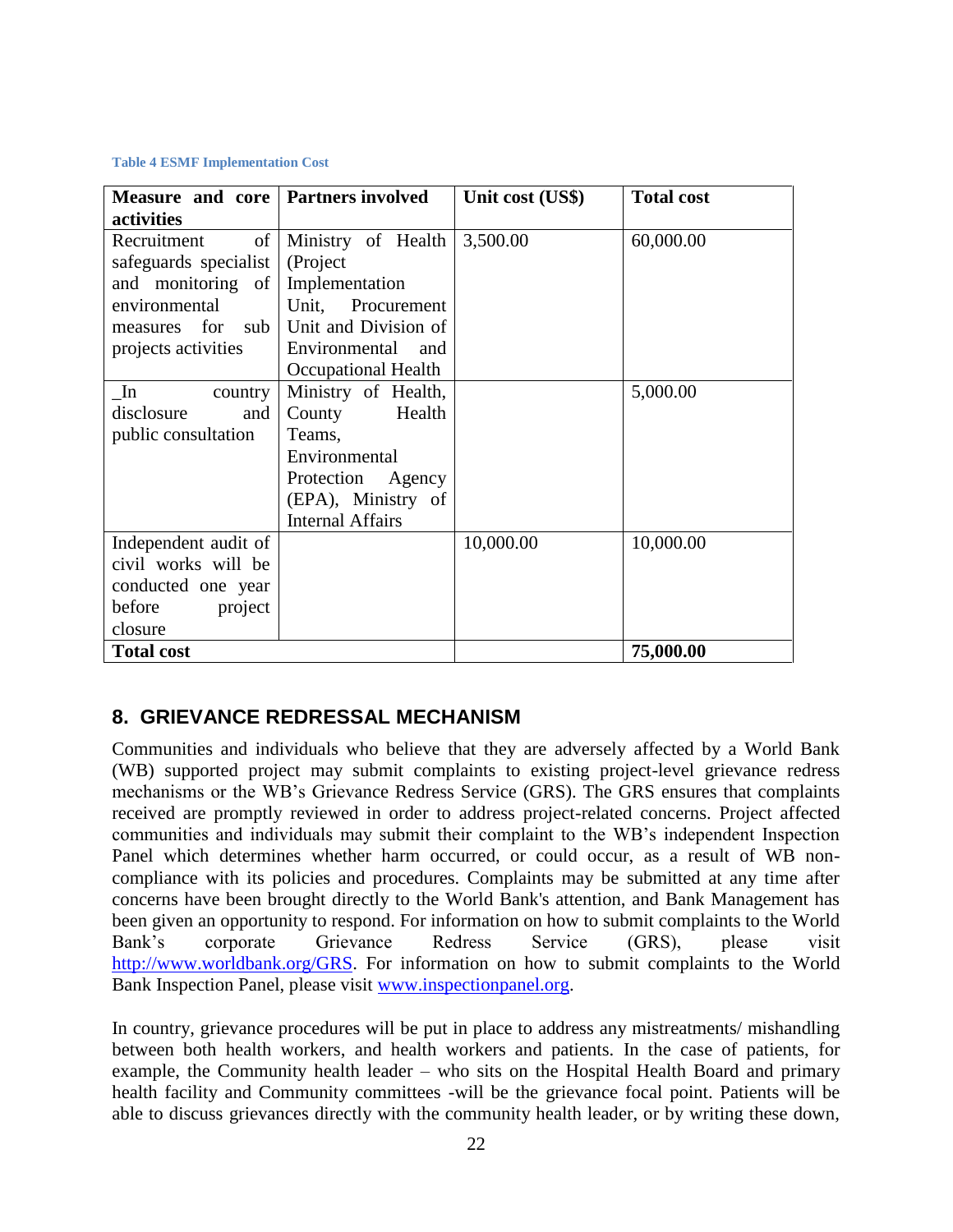**Table 4 ESMF Implementation Cost**

| Measure and core activities | Partners involved | Unit cost (US$) | Total cost |
|---|---|---|---|
| Recruitment of safeguards specialist and monitoring of environmental measures for sub projects activities | Ministry of Health (Project Implementation Unit, Procurement Unit and Division of Environmental and Occupational Health | 3,500.00 | 60,000.00 |
| _In country disclosure and public consultation | Ministry of Health, County Health Teams, Environmental Protection Agency (EPA), Ministry of Internal Affairs | | 5,000.00 |
| Independent audit of civil works will be conducted one year before project closure | | 10,000.00 | 10,000.00 |
| **Total cost** | | | **75,000.00** |

## 8. GRIEVANCE REDRESSAL MECHANISM

Communities and individuals who believe that they are adversely affected by a World Bank (WB) supported project may submit complaints to existing project-level grievance redress mechanisms or the WB's Grievance Redress Service (GRS). The GRS ensures that complaints received are promptly reviewed in order to address project-related concerns. Project affected communities and individuals may submit their complaint to the WB's independent Inspection Panel which determines whether harm occurred, or could occur, as a result of WB non-compliance with its policies and procedures. Complaints may be submitted at any time after concerns have been brought directly to the World Bank's attention, and Bank Management has been given an opportunity to respond. For information on how to submit complaints to the World Bank's corporate Grievance Redress Service (GRS), please visit http://www.worldbank.org/GRS. For information on how to submit complaints to the World Bank Inspection Panel, please visit www.inspectionpanel.org.

In country, grievance procedures will be put in place to address any mistreatments/ mishandling between both health workers, and health workers and patients. In the case of patients, for example, the Community health leader – who sits on the Hospital Health Board and primary health facility and Community committees -will be the grievance focal point. Patients will be able to discuss grievances directly with the community health leader, or by writing these down,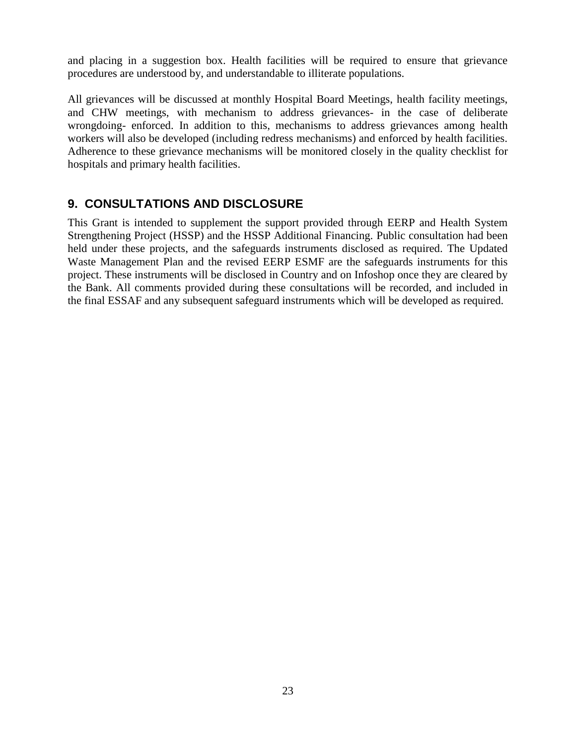and placing in a suggestion box. Health facilities will be required to ensure that grievance procedures are understood by, and understandable to illiterate populations.

All grievances will be discussed at monthly Hospital Board Meetings, health facility meetings, and CHW meetings, with mechanism to address grievances- in the case of deliberate wrongdoing- enforced. In addition to this, mechanisms to address grievances among health workers will also be developed (including redress mechanisms) and enforced by health facilities. Adherence to these grievance mechanisms will be monitored closely in the quality checklist for hospitals and primary health facilities.

## 9. CONSULTATIONS AND DISCLOSURE

This Grant is intended to supplement the support provided through EERP and Health System Strengthening Project (HSSP) and the HSSP Additional Financing. Public consultation had been held under these projects, and the safeguards instruments disclosed as required. The Updated Waste Management Plan and the revised EERP ESMF are the safeguards instruments for this project. These instruments will be disclosed in Country and on Infoshop once they are cleared by the Bank. All comments provided during these consultations will be recorded, and included in the final ESSAF and any subsequent safeguard instruments which will be developed as required.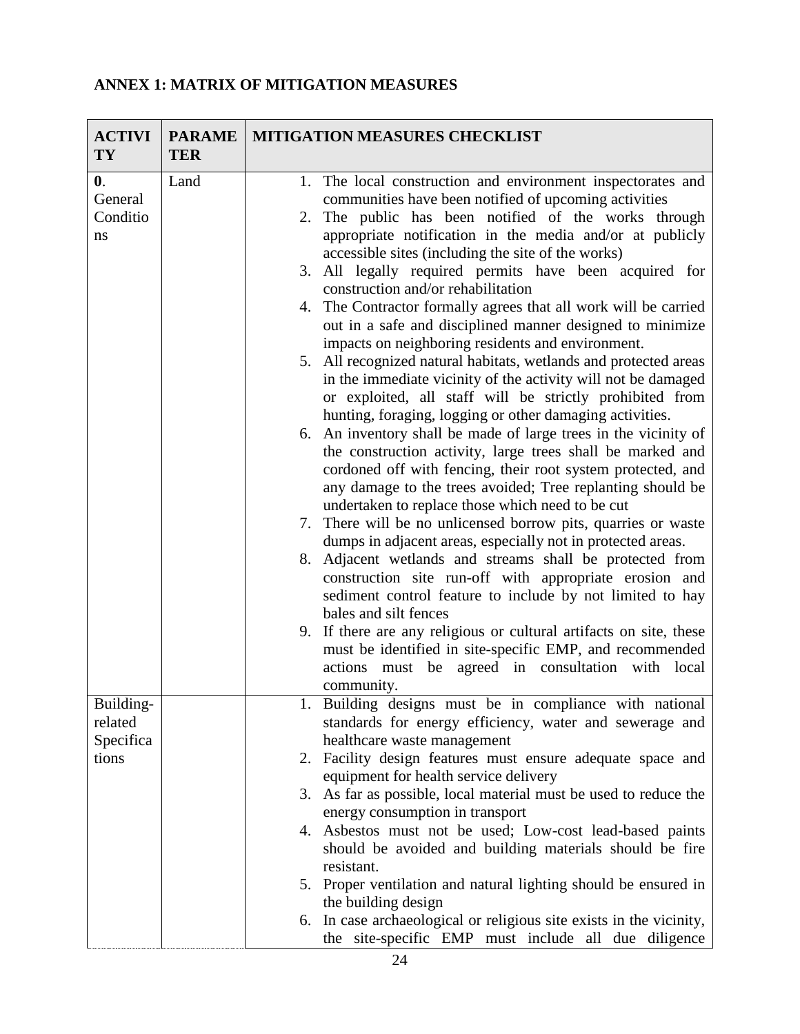## ANNEX 1: MATRIX OF MITIGATION MEASURES

| ACTIVITY | PARAMETER | MITIGATION MEASURES CHECKLIST |
|---|---|---|
| **0.** General Conditions | Land | 1. The local construction and environment inspectorates and communities have been notified of upcoming activities<br>2. The public has been notified of the works through appropriate notification in the media and/or at publicly accessible sites (including the site of the works)<br>3. All legally required permits have been acquired for construction and/or rehabilitation<br>4. The Contractor formally agrees that all work will be carried out in a safe and disciplined manner designed to minimize impacts on neighboring residents and environment.<br>5. All recognized natural habitats, wetlands and protected areas in the immediate vicinity of the activity will not be damaged or exploited, all staff will be strictly prohibited from hunting, foraging, logging or other damaging activities.<br>6. An inventory shall be made of large trees in the vicinity of the construction activity, large trees shall be marked and cordoned off with fencing, their root system protected, and any damage to the trees avoided; Tree replanting should be undertaken to replace those which need to be cut<br>7. There will be no unlicensed borrow pits, quarries or waste dumps in adjacent areas, especially not in protected areas.<br>8. Adjacent wetlands and streams shall be protected from construction site run-off with appropriate erosion and sediment control feature to include by not limited to hay bales and silt fences<br>9. If there are any religious or cultural artifacts on site, these must be identified in site-specific EMP, and recommended actions must be agreed in consultation with local community. |
| Building-related Specifications | | 1. Building designs must be in compliance with national standards for energy efficiency, water and sewerage and healthcare waste management<br>2. Facility design features must ensure adequate space and equipment for health service delivery<br>3. As far as possible, local material must be used to reduce the energy consumption in transport<br>4. Asbestos must not be used; Low-cost lead-based paints should be avoided and building materials should be fire resistant.<br>5. Proper ventilation and natural lighting should be ensured in the building design<br>6. In case archaeological or religious site exists in the vicinity, the site-specific EMP must include all due diligence |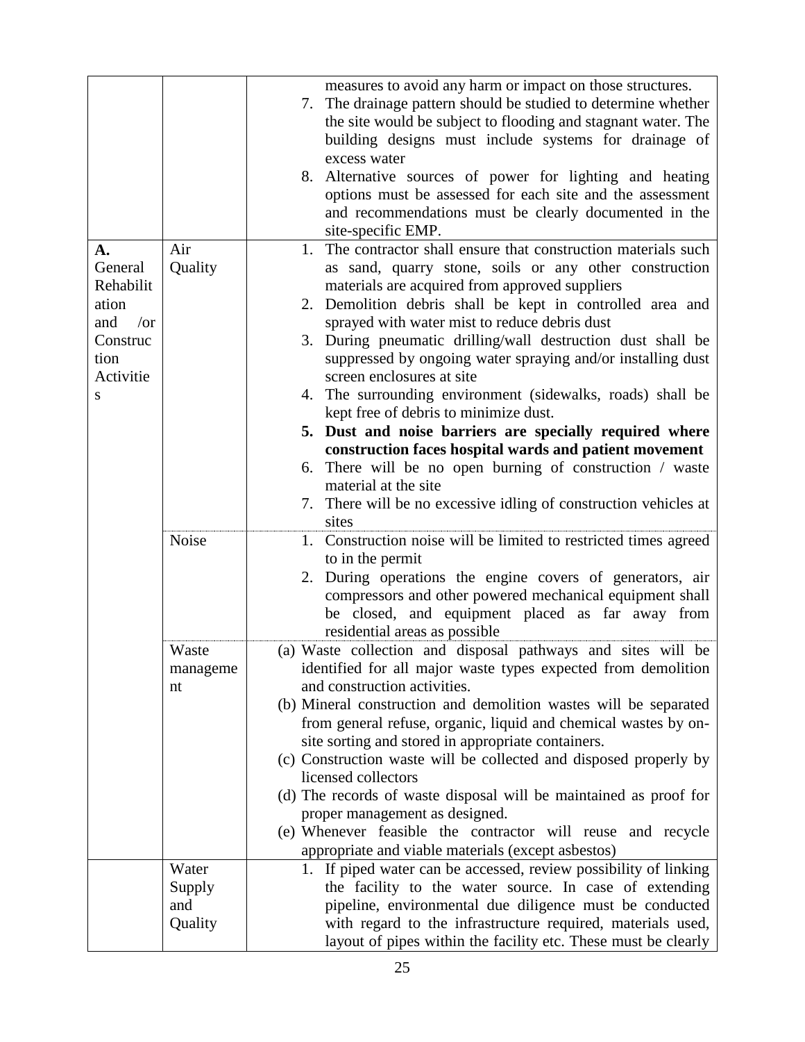| | | |
|---|---|---|
| | | measures to avoid any harm or impact on those structures.<br>7. The drainage pattern should be studied to determine whether the site would be subject to flooding and stagnant water. The building designs must include systems for drainage of excess water<br>8. Alternative sources of power for lighting and heating options must be assessed for each site and the assessment and recommendations must be clearly documented in the site-specific EMP. |
| **A.** General Rehabilitation and /or Construction Activities | Air Quality | 1. The contractor shall ensure that construction materials such as sand, quarry stone, soils or any other construction materials are acquired from approved suppliers<br>2. Demolition debris shall be kept in controlled area and sprayed with water mist to reduce debris dust<br>3. During pneumatic drilling/wall destruction dust shall be suppressed by ongoing water spraying and/or installing dust screen enclosures at site<br>4. The surrounding environment (sidewalks, roads) shall be kept free of debris to minimize dust.<br>**5. Dust and noise barriers are specially required where construction faces hospital wards and patient movement**<br>6. There will be no open burning of construction / waste material at the site<br>7. There will be no excessive idling of construction vehicles at sites |
| | Noise | 1. Construction noise will be limited to restricted times agreed to in the permit<br>2. During operations the engine covers of generators, air compressors and other powered mechanical equipment shall be closed, and equipment placed as far away from residential areas as possible |
| | Waste management | (a) Waste collection and disposal pathways and sites will be identified for all major waste types expected from demolition and construction activities.<br>(b) Mineral construction and demolition wastes will be separated from general refuse, organic, liquid and chemical wastes by on-site sorting and stored in appropriate containers.<br>(c) Construction waste will be collected and disposed properly by licensed collectors<br>(d) The records of waste disposal will be maintained as proof for proper management as designed.<br>(e) Whenever feasible the contractor will reuse and recycle appropriate and viable materials (except asbestos) |
| | Water Supply and Quality | 1. If piped water can be accessed, review possibility of linking the facility to the water source. In case of extending pipeline, environmental due diligence must be conducted with regard to the infrastructure required, materials used, layout of pipes within the facility etc. These must be clearly |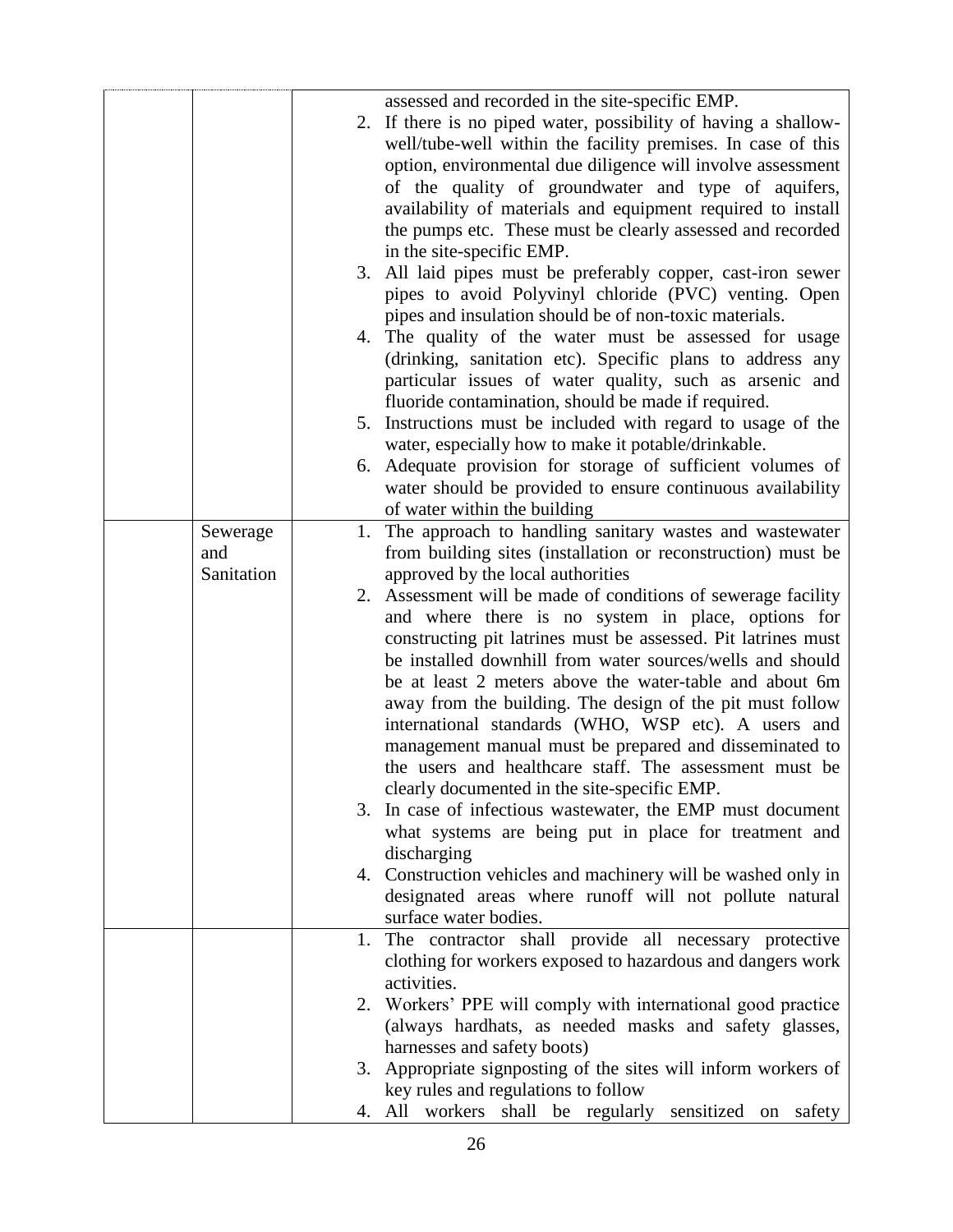| | | |
|---|---|---|
| | | assessed and recorded in the site-specific EMP.<br>2. If there is no piped water, possibility of having a shallow-well/tube-well within the facility premises. In case of this option, environmental due diligence will involve assessment of the quality of groundwater and type of aquifers, availability of materials and equipment required to install the pumps etc. These must be clearly assessed and recorded in the site-specific EMP.<br>3. All laid pipes must be preferably copper, cast-iron sewer pipes to avoid Polyvinyl chloride (PVC) venting. Open pipes and insulation should be of non-toxic materials.<br>4. The quality of the water must be assessed for usage (drinking, sanitation etc). Specific plans to address any particular issues of water quality, such as arsenic and fluoride contamination, should be made if required.<br>5. Instructions must be included with regard to usage of the water, especially how to make it potable/drinkable.<br>6. Adequate provision for storage of sufficient volumes of water should be provided to ensure continuous availability of water within the building |
| | Sewerage and Sanitation | 1. The approach to handling sanitary wastes and wastewater from building sites (installation or reconstruction) must be approved by the local authorities<br>2. Assessment will be made of conditions of sewerage facility and where there is no system in place, options for constructing pit latrines must be assessed. Pit latrines must be installed downhill from water sources/wells and should be at least 2 meters above the water-table and about 6m away from the building. The design of the pit must follow international standards (WHO, WSP etc). A users and management manual must be prepared and disseminated to the users and healthcare staff. The assessment must be clearly documented in the site-specific EMP.<br>3. In case of infectious wastewater, the EMP must document what systems are being put in place for treatment and discharging<br>4. Construction vehicles and machinery will be washed only in designated areas where runoff will not pollute natural surface water bodies. |
| | | 1. The contractor shall provide all necessary protective clothing for workers exposed to hazardous and dangers work activities.<br>2. Workers' PPE will comply with international good practice (always hardhats, as needed masks and safety glasses, harnesses and safety boots)<br>3. Appropriate signposting of the sites will inform workers of key rules and regulations to follow<br>4. All workers shall be regularly sensitized on safety |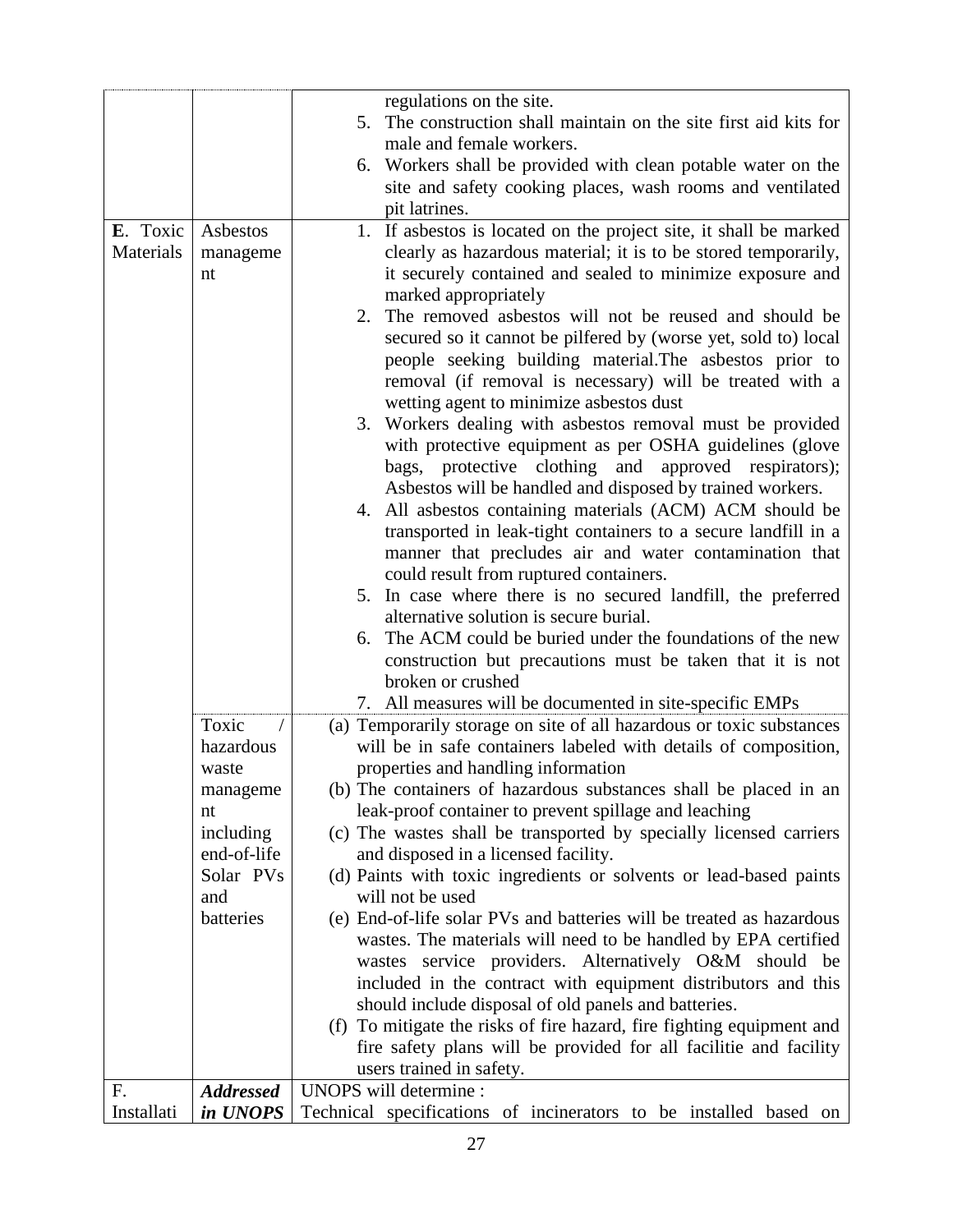|  |  | regulations on the site.<br>5. The construction shall maintain on the site first aid kits for male and female workers.<br>6. Workers shall be provided with clean potable water on the site and safety cooking places, wash rooms and ventilated pit latrines. |
|---|---|---|
| **E**. Toxic Materials | Asbestos management | 1. If asbestos is located on the project site, it shall be marked clearly as hazardous material; it is to be stored temporarily, it securely contained and sealed to minimize exposure and marked appropriately<br>2. The removed asbestos will not be reused and should be secured so it cannot be pilfered by (worse yet, sold to) local people seeking building material.The asbestos prior to removal (if removal is necessary) will be treated with a wetting agent to minimize asbestos dust<br>3. Workers dealing with asbestos removal must be provided with protective equipment as per OSHA guidelines (glove bags, protective clothing and approved respirators); Asbestos will be handled and disposed by trained workers.<br>4. All asbestos containing materials (ACM) ACM should be transported in leak-tight containers to a secure landfill in a manner that precludes air and water contamination that could result from ruptured containers.<br>5. In case where there is no secured landfill, the preferred alternative solution is secure burial.<br>6. The ACM could be buried under the foundations of the new construction but precautions must be taken that it is not broken or crushed<br>7. All measures will be documented in site-specific EMPs |
|  | Toxic / hazardous waste management including end-of-life Solar PVs and batteries | (a) Temporarily storage on site of all hazardous or toxic substances will be in safe containers labeled with details of composition, properties and handling information<br>(b) The containers of hazardous substances shall be placed in an leak-proof container to prevent spillage and leaching<br>(c) The wastes shall be transported by specially licensed carriers and disposed in a licensed facility.<br>(d) Paints with toxic ingredients or solvents or lead-based paints will not be used<br>(e) End-of-life solar PVs and batteries will be treated as hazardous wastes. The materials will need to be handled by EPA certified wastes service providers. Alternatively O&M should be included in the contract with equipment distributors and this should include disposal of old panels and batteries.<br>(f) To mitigate the risks of fire hazard, fire fighting equipment and fire safety plans will be provided for all facilitie and facility users trained in safety. |
| F. Installati | ***Addressed in UNOPS*** | UNOPS will determine :<br>Technical specifications of incinerators to be installed based on |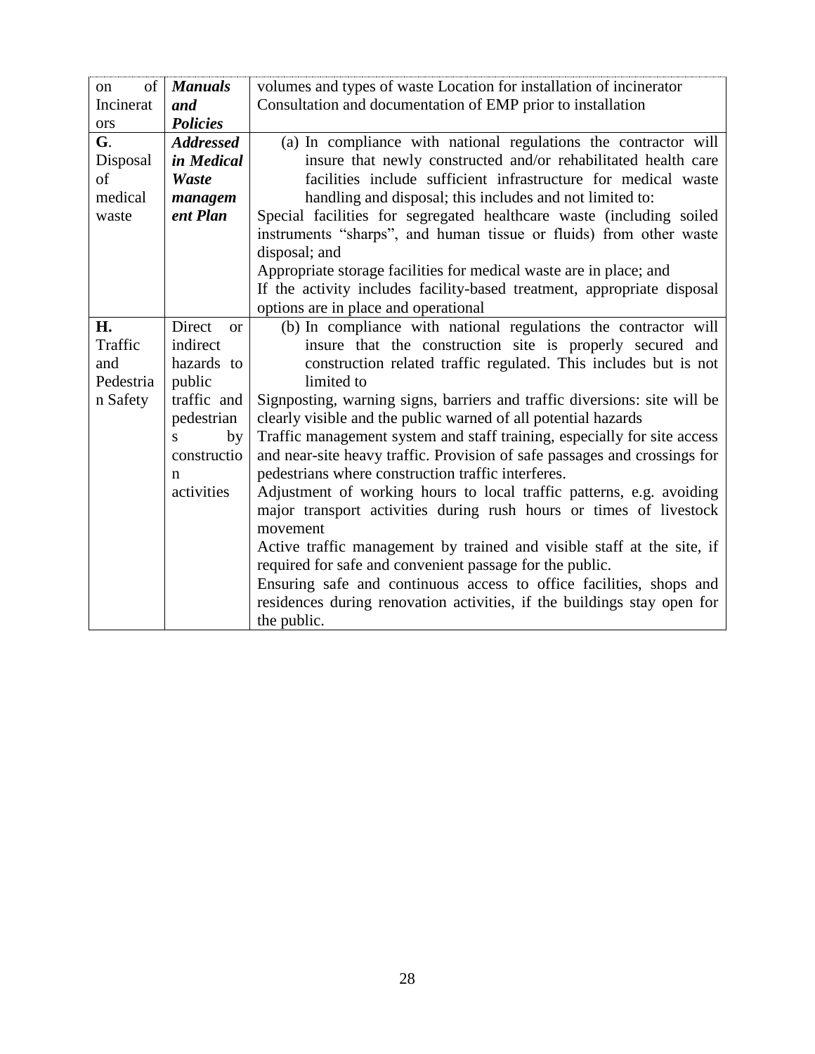| | | |
|---|---|---|
| on of Incinerators | ***Manuals and Policies*** | volumes and types of waste Location for installation of incinerator<br>Consultation and documentation of EMP prior to installation |
| **G.** Disposal of medical waste | ***Addressed in Medical Waste management Plan*** | (a) In compliance with national regulations the contractor will insure that newly constructed and/or rehabilitated health care facilities include sufficient infrastructure for medical waste handling and disposal; this includes and not limited to:<br>Special facilities for segregated healthcare waste (including soiled instruments "sharps", and human tissue or fluids) from other waste disposal; and<br>Appropriate storage facilities for medical waste are in place; and<br>If the activity includes facility-based treatment, appropriate disposal options are in place and operational |
| **H.** Traffic and Pedestrian Safety | Direct or indirect hazards to public traffic and pedestrians by construction activities | (b) In compliance with national regulations the contractor will insure that the construction site is properly secured and construction related traffic regulated. This includes but is not limited to<br>Signposting, warning signs, barriers and traffic diversions: site will be clearly visible and the public warned of all potential hazards<br>Traffic management system and staff training, especially for site access and near-site heavy traffic. Provision of safe passages and crossings for pedestrians where construction traffic interferes.<br>Adjustment of working hours to local traffic patterns, e.g. avoiding major transport activities during rush hours or times of livestock movement<br>Active traffic management by trained and visible staff at the site, if required for safe and convenient passage for the public.<br>Ensuring safe and continuous access to office facilities, shops and residences during renovation activities, if the buildings stay open for the public. |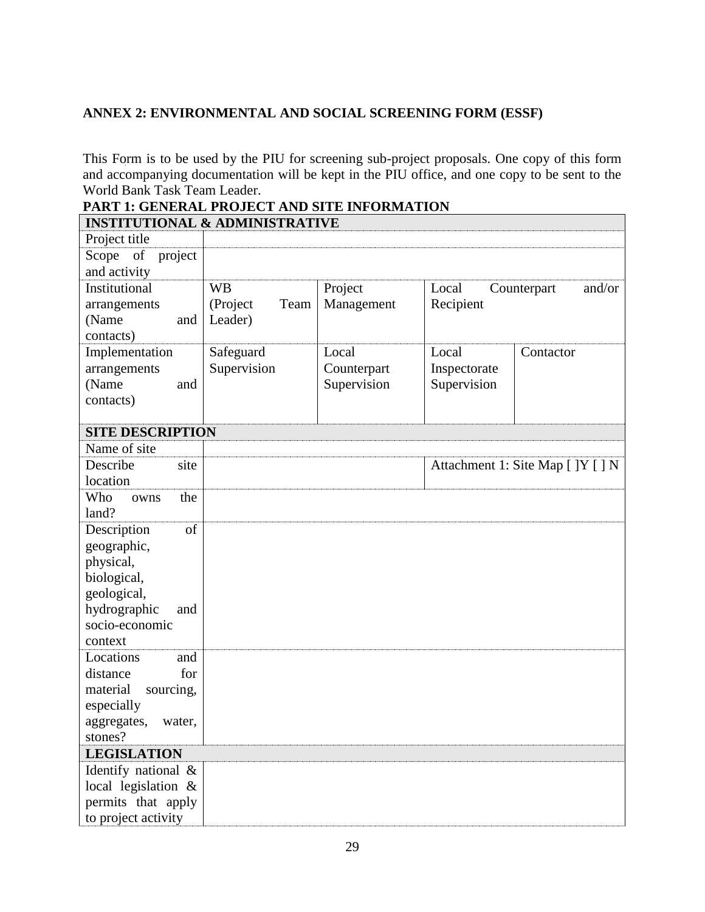## ANNEX 2: ENVIRONMENTAL AND SOCIAL SCREENING FORM (ESSF)

This Form is to be used by the PIU for screening sub-project proposals. One copy of this form and accompanying documentation will be kept in the PIU office, and one copy to be sent to the World Bank Task Team Leader.

### PART 1: GENERAL PROJECT AND SITE INFORMATION

| **INSTITUTIONAL & ADMINISTRATIVE** | | | | |
|---|---|---|---|---|
| Project title | | | | |
| Scope of project and activity | | | | |
| Institutional arrangements (Name and contacts) | WB (Project Team Leader) | Project Management | Local Counterpart and/or Recipient | |
| Implementation arrangements (Name and contacts) | Safeguard Supervision | Local Counterpart Supervision | Local Inspectorate Supervision | Contactor |
| **SITE DESCRIPTION** | | | | |
| Name of site | | | | |
| Describe site location | | | Attachment 1: Site Map [ ]Y [ ] N | |
| Who owns the land? | | | | |
| Description of geographic, physical, biological, geological, hydrographic and socio-economic context | | | | |
| Locations and distance for material sourcing, especially aggregates, water, stones? | | | | |
| **LEGISLATION** | | | | |
| Identify national & local legislation & permits that apply to project activity | | | | |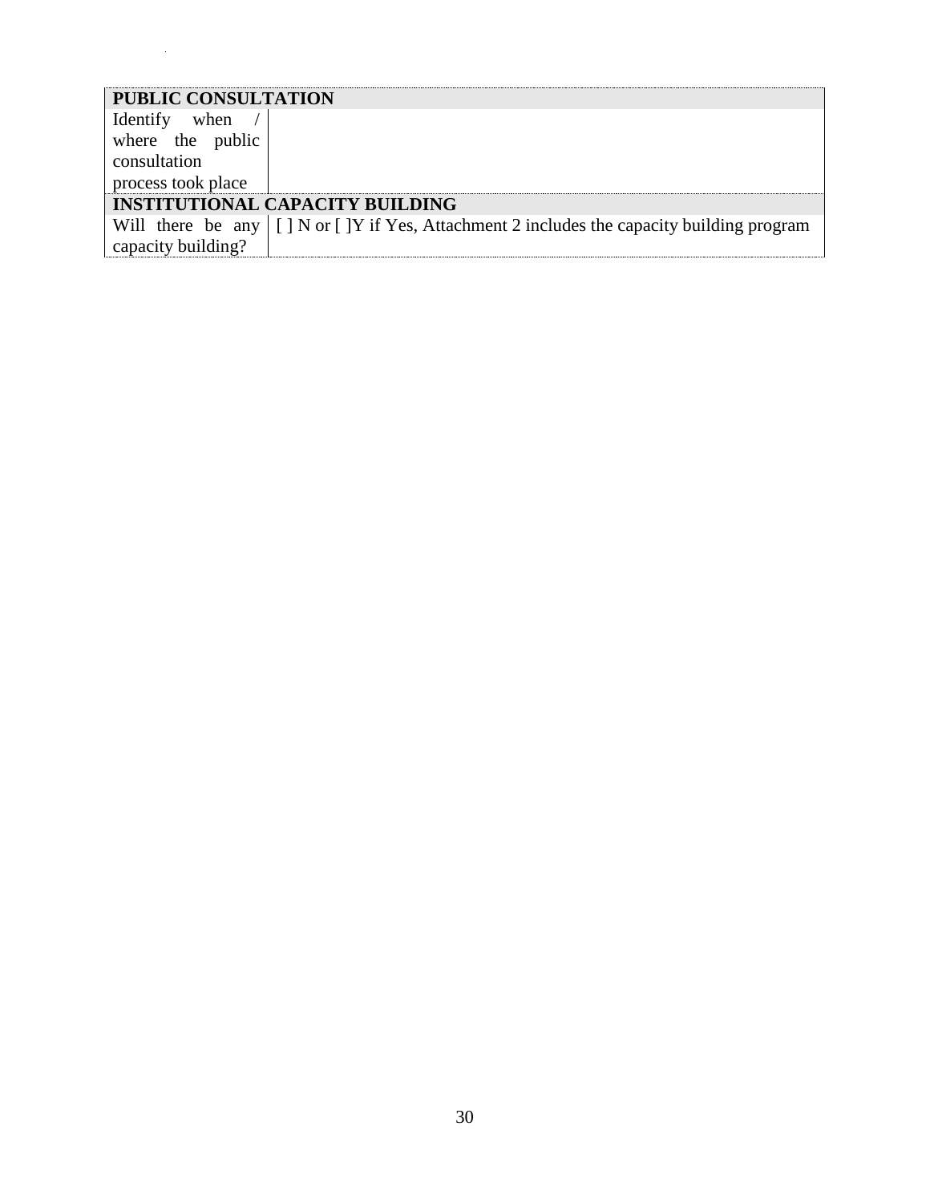| PUBLIC CONSULTATION | |
|---|---|
| Identify when / where the public consultation process took place | |
| **INSTITUTIONAL CAPACITY BUILDING** | |
| Will there be any capacity building? | [ ] N or [ ]Y if Yes, Attachment 2 includes the capacity building program |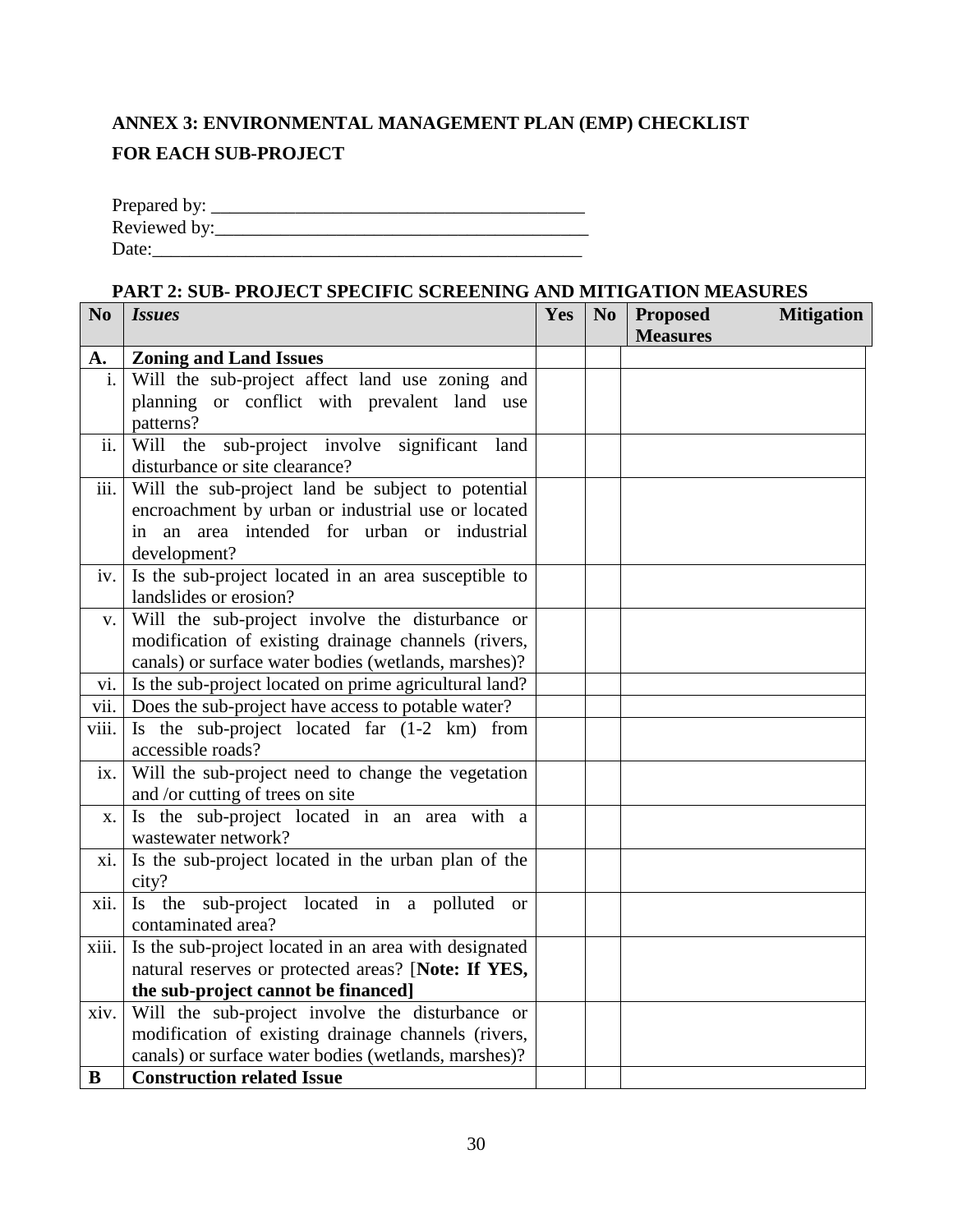**ANNEX 3: ENVIRONMENTAL MANAGEMENT PLAN (EMP) CHECKLIST FOR EACH SUB-PROJECT**

Prepared by: ________________________________________
Reviewed by:_________________________________________
Date:_______________________________________________

**PART 2: SUB- PROJECT SPECIFIC SCREENING AND MITIGATION MEASURES**

| No | *Issues* | Yes | No | Proposed Mitigation Measures |
|---|---|---|---|---|
| **A.** | **Zoning and Land Issues** | | | |
| i. | Will the sub-project affect land use zoning and planning or conflict with prevalent land use patterns? | | | |
| ii. | Will the sub-project involve significant land disturbance or site clearance? | | | |
| iii. | Will the sub-project land be subject to potential encroachment by urban or industrial use or located in an area intended for urban or industrial development? | | | |
| iv. | Is the sub-project located in an area susceptible to landslides or erosion? | | | |
| v. | Will the sub-project involve the disturbance or modification of existing drainage channels (rivers, canals) or surface water bodies (wetlands, marshes)? | | | |
| vi. | Is the sub-project located on prime agricultural land? | | | |
| vii. | Does the sub-project have access to potable water? | | | |
| viii. | Is the sub-project located far (1-2 km) from accessible roads? | | | |
| ix. | Will the sub-project need to change the vegetation and /or cutting of trees on site | | | |
| x. | Is the sub-project located in an area with a wastewater network? | | | |
| xi. | Is the sub-project located in the urban plan of the city? | | | |
| xii. | Is the sub-project located in a polluted or contaminated area? | | | |
| xiii. | Is the sub-project located in an area with designated natural reserves or protected areas? [**Note: If YES, the sub-project cannot be financed]** | | | |
| xiv. | Will the sub-project involve the disturbance or modification of existing drainage channels (rivers, canals) or surface water bodies (wetlands, marshes)? | | | |
| **B** | **Construction related Issue** | | | |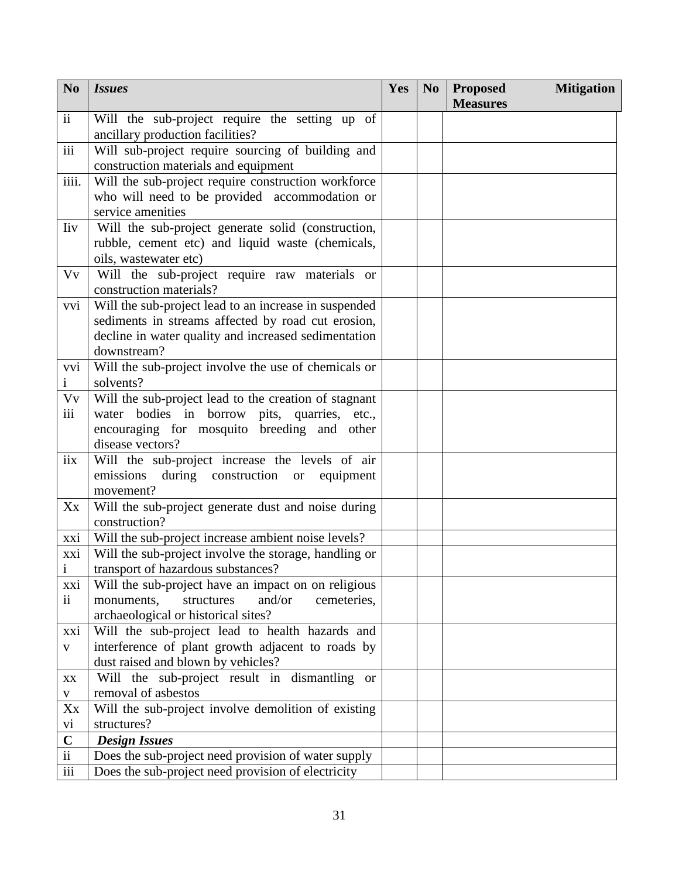| No | *Issues* | Yes | No | Proposed Mitigation Measures |
|---|---|---|---|---|
| ii | Will the sub-project require the setting up of ancillary production facilities? | | | |
| iii | Will sub-project require sourcing of building and construction materials and equipment | | | |
| iiii. | Will the sub-project require construction workforce who will need to be provided accommodation or service amenities | | | |
| Iiv | Will the sub-project generate solid (construction, rubble, cement etc) and liquid waste (chemicals, oils, wastewater etc) | | | |
| Vv | Will the sub-project require raw materials or construction materials? | | | |
| vvi | Will the sub-project lead to an increase in suspended sediments in streams affected by road cut erosion, decline in water quality and increased sedimentation downstream? | | | |
| vvii | Will the sub-project involve the use of chemicals or solvents? | | | |
| Vviii | Will the sub-project lead to the creation of stagnant water bodies in borrow pits, quarries, etc., encouraging for mosquito breeding and other disease vectors? | | | |
| iix | Will the sub-project increase the levels of air emissions during construction or equipment movement? | | | |
| Xx | Will the sub-project generate dust and noise during construction? | | | |
| xxi | Will the sub-project increase ambient noise levels? | | | |
| xxii | Will the sub-project involve the storage, handling or transport of hazardous substances? | | | |
| xxiii | Will the sub-project have an impact on on religious monuments, structures and/or cemeteries, archaeological or historical sites? | | | |
| xxiv | Will the sub-project lead to health hazards and interference of plant growth adjacent to roads by dust raised and blown by vehicles? | | | |
| xxv | Will the sub-project result in dismantling or removal of asbestos | | | |
| Xxvi | Will the sub-project involve demolition of existing structures? | | | |
| **C** | ***Design Issues*** | | | |
| ii | Does the sub-project need provision of water supply | | | |
| iii | Does the sub-project need provision of electricity | | | |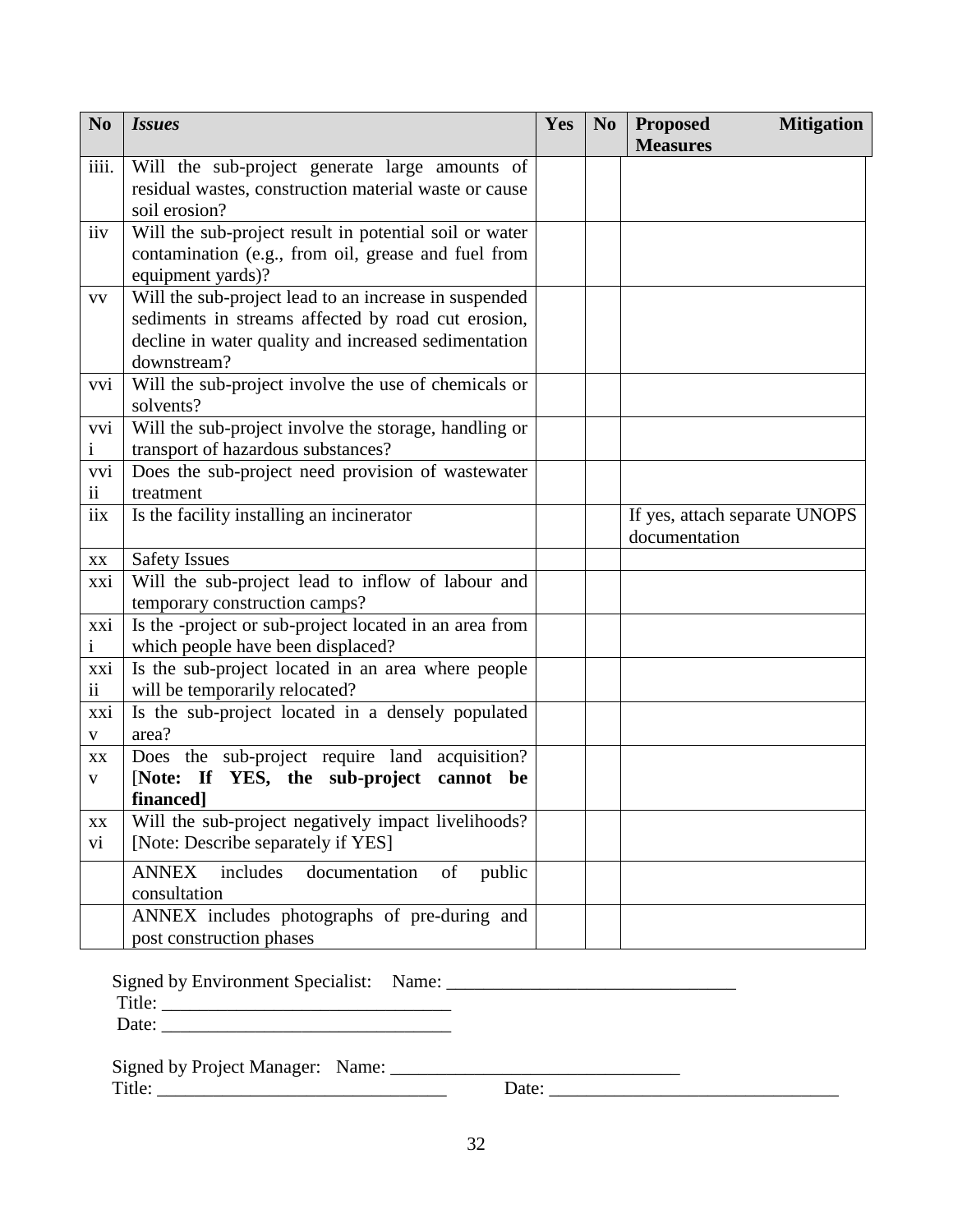| No | *Issues* | Yes | No | Proposed Mitigation Measures |
|---|---|---|---|---|
| iiii. | Will the sub-project generate large amounts of residual wastes, construction material waste or cause soil erosion? | | | |
| iiv | Will the sub-project result in potential soil or water contamination (e.g., from oil, grease and fuel from equipment yards)? | | | |
| vv | Will the sub-project lead to an increase in suspended sediments in streams affected by road cut erosion, decline in water quality and increased sedimentation downstream? | | | |
| vvi | Will the sub-project involve the use of chemicals or solvents? | | | |
| vvii | Will the sub-project involve the storage, handling or transport of hazardous substances? | | | |
| vviii | Does the sub-project need provision of wastewater treatment | | | |
| iix | Is the facility installing an incinerator | | | If yes, attach separate UNOPS documentation |
| xx | Safety Issues | | | |
| xxi | Will the sub-project lead to inflow of labour and temporary construction camps? | | | |
| xxii | Is the -project or sub-project located in an area from which people have been displaced? | | | |
| xxiii | Is the sub-project located in an area where people will be temporarily relocated? | | | |
| xxiv | Is the sub-project located in a densely populated area? | | | |
| xxv | Does the sub-project require land acquisition? [**Note: If YES, the sub-project cannot be financed]** | | | |
| xxvi | Will the sub-project negatively impact livelihoods? [Note: Describe separately if YES] | | | |
| | ANNEX includes documentation of public consultation | | | |
| | ANNEX includes photographs of pre-during and post construction phases | | | |

Signed by Environment Specialist: Name: _______________________________
Title: _______________________________
Date: _______________________________

Signed by Project Manager: Name: _______________________________
Title: _______________________________ Date: _______________________________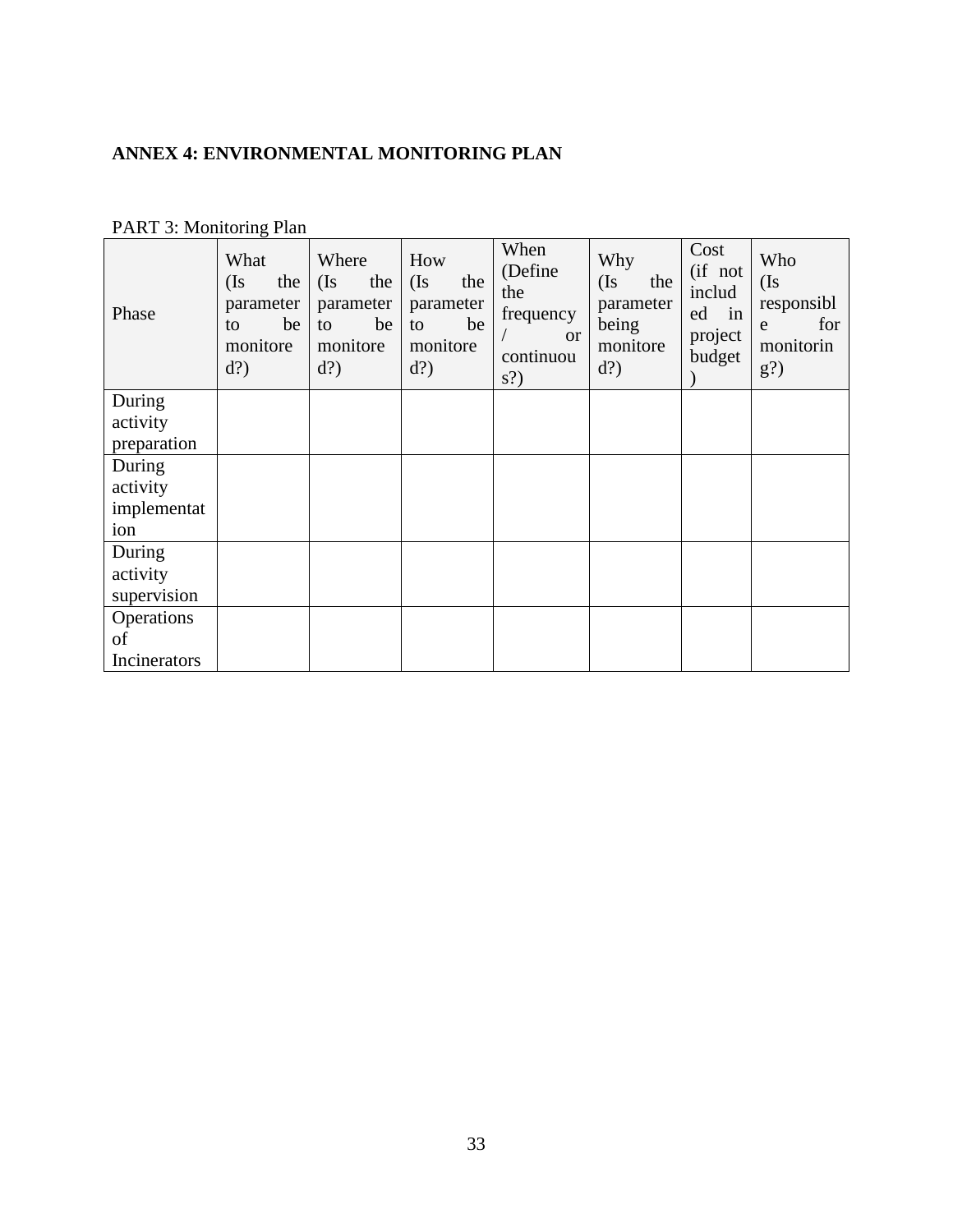**ANNEX 4: ENVIRONMENTAL MONITORING PLAN**

PART 3: Monitoring Plan

| Phase | What (Is the parameter to be monitored?) | Where (Is the parameter to be monitored?) | How (Is the parameter to be monitored?) | When (Define the frequency / or continuous?) | Why (Is the parameter being monitored?) | Cost (if not included in project budget) | Who (Is responsible for monitoring?) |
|---|---|---|---|---|---|---|---|
| During activity preparation | | | | | | | |
| During activity implementation | | | | | | | |
| During activity supervision | | | | | | | |
| Operations of Incinerators | | | | | | | |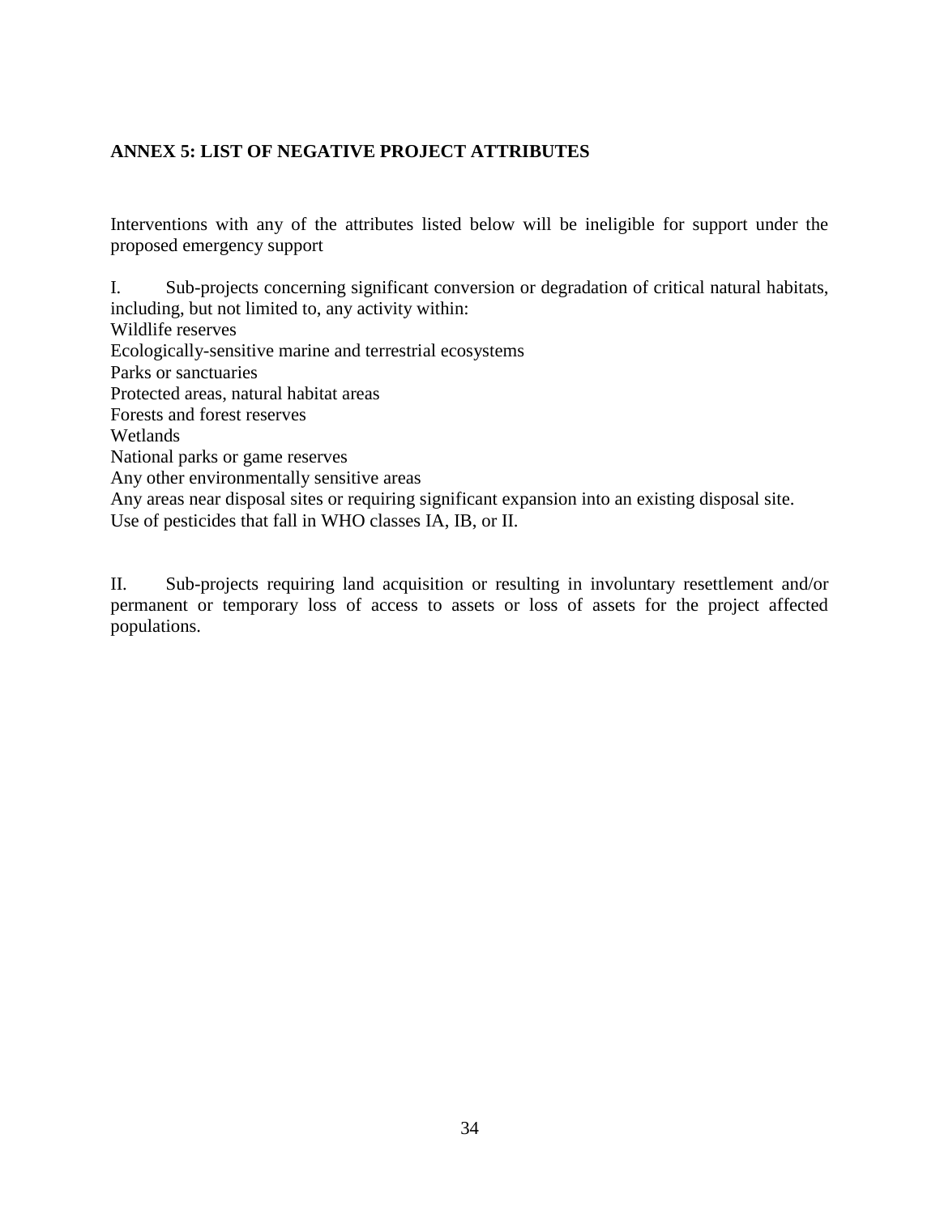## ANNEX 5: LIST OF NEGATIVE PROJECT ATTRIBUTES

Interventions with any of the attributes listed below will be ineligible for support under the proposed emergency support

I. Sub-projects concerning significant conversion or degradation of critical natural habitats, including, but not limited to, any activity within:

Wildlife reserves
Ecologically-sensitive marine and terrestrial ecosystems
Parks or sanctuaries
Protected areas, natural habitat areas
Forests and forest reserves
Wetlands
National parks or game reserves
Any other environmentally sensitive areas
Any areas near disposal sites or requiring significant expansion into an existing disposal site.
Use of pesticides that fall in WHO classes IA, IB, or II.

II. Sub-projects requiring land acquisition or resulting in involuntary resettlement and/or permanent or temporary loss of access to assets or loss of assets for the project affected populations.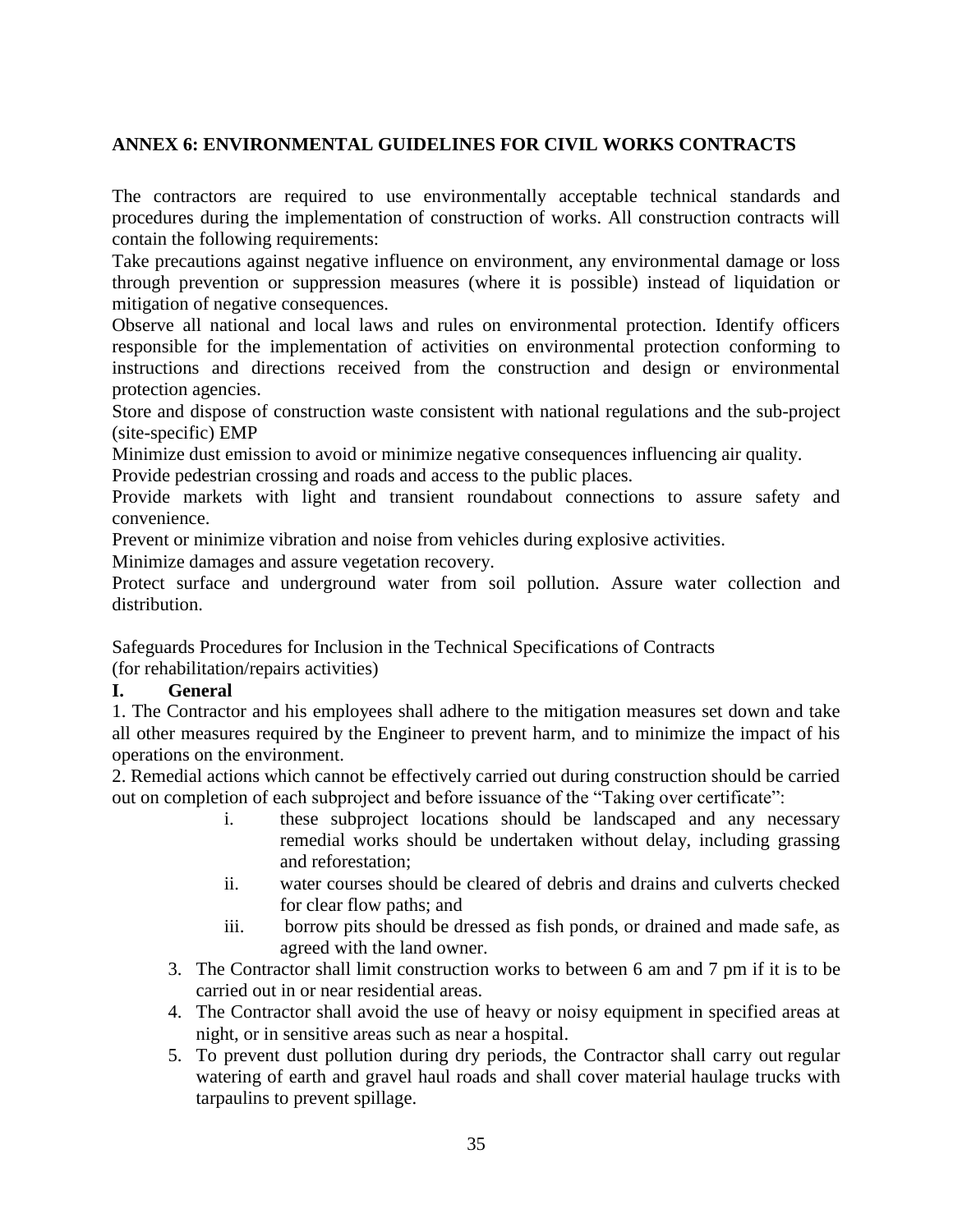## ANNEX 6: ENVIRONMENTAL GUIDELINES FOR CIVIL WORKS CONTRACTS

The contractors are required to use environmentally acceptable technical standards and procedures during the implementation of construction of works. All construction contracts will contain the following requirements:

Take precautions against negative influence on environment, any environmental damage or loss through prevention or suppression measures (where it is possible) instead of liquidation or mitigation of negative consequences.

Observe all national and local laws and rules on environmental protection. Identify officers responsible for the implementation of activities on environmental protection conforming to instructions and directions received from the construction and design or environmental protection agencies.

Store and dispose of construction waste consistent with national regulations and the sub-project (site-specific) EMP

Minimize dust emission to avoid or minimize negative consequences influencing air quality.

Provide pedestrian crossing and roads and access to the public places.

Provide markets with light and transient roundabout connections to assure safety and convenience.

Prevent or minimize vibration and noise from vehicles during explosive activities.

Minimize damages and assure vegetation recovery.

Protect surface and underground water from soil pollution. Assure water collection and distribution.

Safeguards Procedures for Inclusion in the Technical Specifications of Contracts
(for rehabilitation/repairs activities)

### I. General

1. The Contractor and his employees shall adhere to the mitigation measures set down and take all other measures required by the Engineer to prevent harm, and to minimize the impact of his operations on the environment.

2. Remedial actions which cannot be effectively carried out during construction should be carried out on completion of each subproject and before issuance of the "Taking over certificate":

    i. these subproject locations should be landscaped and any necessary remedial works should be undertaken without delay, including grassing and reforestation;

    ii. water courses should be cleared of debris and drains and culverts checked for clear flow paths; and

    iii. borrow pits should be dressed as fish ponds, or drained and made safe, as agreed with the land owner.

3. The Contractor shall limit construction works to between 6 am and 7 pm if it is to be carried out in or near residential areas.
4. The Contractor shall avoid the use of heavy or noisy equipment in specified areas at night, or in sensitive areas such as near a hospital.
5. To prevent dust pollution during dry periods, the Contractor shall carry out regular watering of earth and gravel haul roads and shall cover material haulage trucks with tarpaulins to prevent spillage.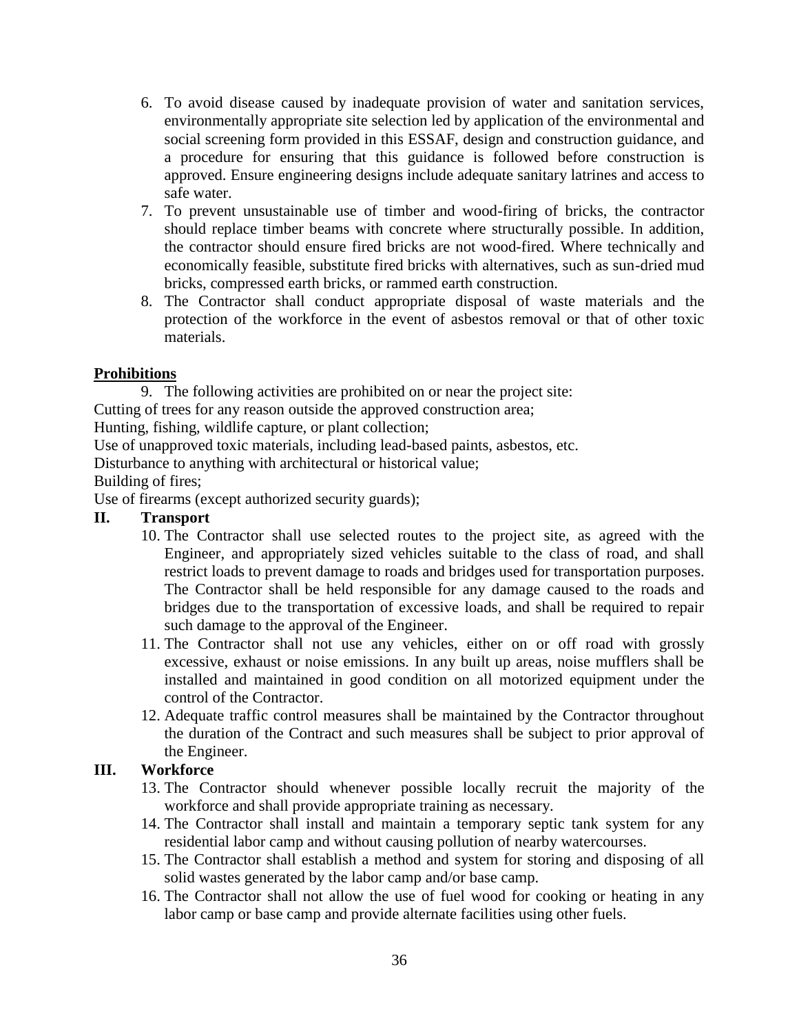6. To avoid disease caused by inadequate provision of water and sanitation services, environmentally appropriate site selection led by application of the environmental and social screening form provided in this ESSAF, design and construction guidance, and a procedure for ensuring that this guidance is followed before construction is approved. Ensure engineering designs include adequate sanitary latrines and access to safe water.
7. To prevent unsustainable use of timber and wood-firing of bricks, the contractor should replace timber beams with concrete where structurally possible. In addition, the contractor should ensure fired bricks are not wood-fired. Where technically and economically feasible, substitute fired bricks with alternatives, such as sun-dried mud bricks, compressed earth bricks, or rammed earth construction.
8. The Contractor shall conduct appropriate disposal of waste materials and the protection of the workforce in the event of asbestos removal or that of other toxic materials.

**Prohibitions**

9. The following activities are prohibited on or near the project site:

Cutting of trees for any reason outside the approved construction area;

Hunting, fishing, wildlife capture, or plant collection;

Use of unapproved toxic materials, including lead-based paints, asbestos, etc.

Disturbance to anything with architectural or historical value;

Building of fires;

Use of firearms (except authorized security guards);

## II. Transport

10. The Contractor shall use selected routes to the project site, as agreed with the Engineer, and appropriately sized vehicles suitable to the class of road, and shall restrict loads to prevent damage to roads and bridges used for transportation purposes. The Contractor shall be held responsible for any damage caused to the roads and bridges due to the transportation of excessive loads, and shall be required to repair such damage to the approval of the Engineer.
11. The Contractor shall not use any vehicles, either on or off road with grossly excessive, exhaust or noise emissions. In any built up areas, noise mufflers shall be installed and maintained in good condition on all motorized equipment under the control of the Contractor.
12. Adequate traffic control measures shall be maintained by the Contractor throughout the duration of the Contract and such measures shall be subject to prior approval of the Engineer.

## III. Workforce

13. The Contractor should whenever possible locally recruit the majority of the workforce and shall provide appropriate training as necessary.
14. The Contractor shall install and maintain a temporary septic tank system for any residential labor camp and without causing pollution of nearby watercourses.
15. The Contractor shall establish a method and system for storing and disposing of all solid wastes generated by the labor camp and/or base camp.
16. The Contractor shall not allow the use of fuel wood for cooking or heating in any labor camp or base camp and provide alternate facilities using other fuels.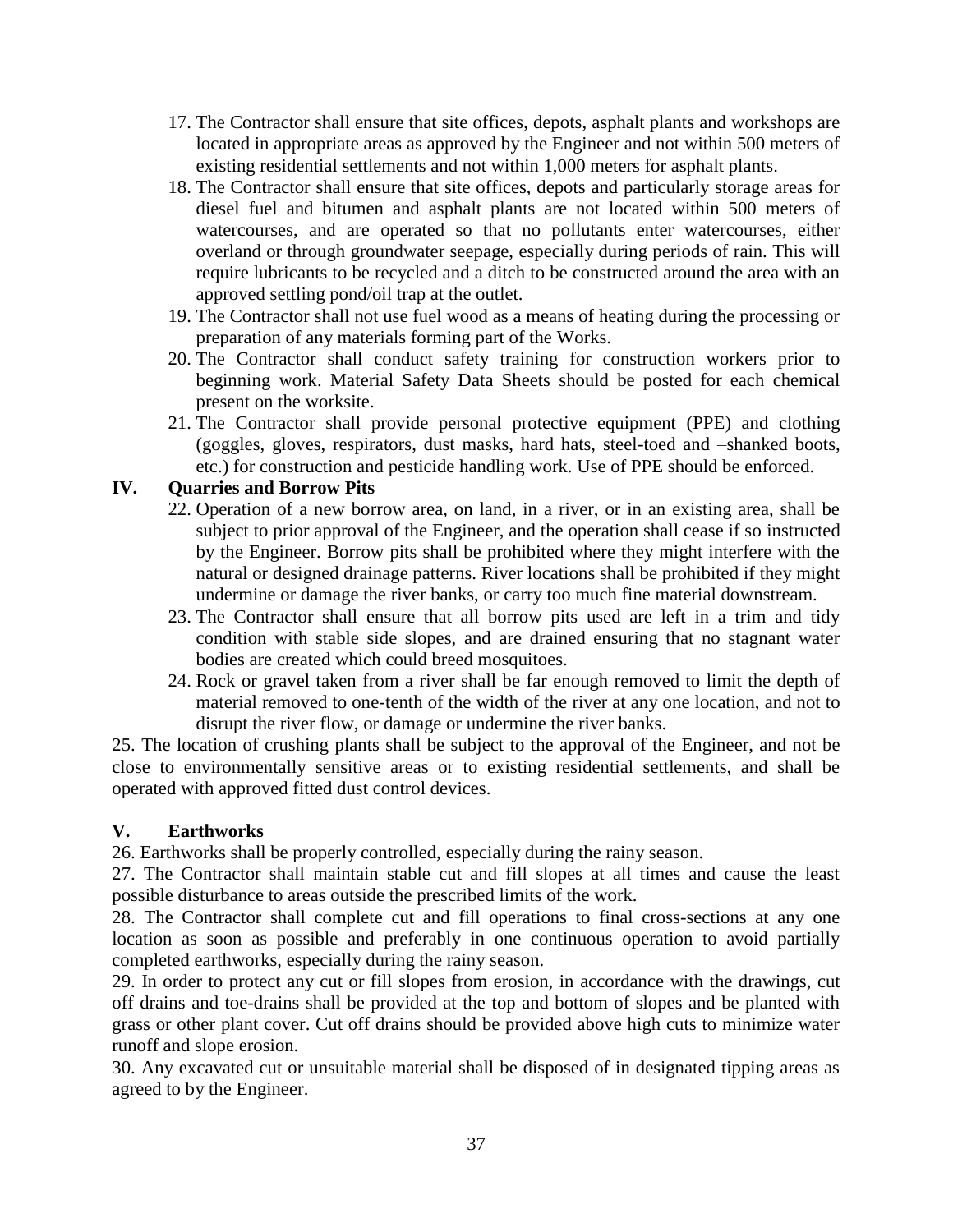17. The Contractor shall ensure that site offices, depots, asphalt plants and workshops are located in appropriate areas as approved by the Engineer and not within 500 meters of existing residential settlements and not within 1,000 meters for asphalt plants.
18. The Contractor shall ensure that site offices, depots and particularly storage areas for diesel fuel and bitumen and asphalt plants are not located within 500 meters of watercourses, and are operated so that no pollutants enter watercourses, either overland or through groundwater seepage, especially during periods of rain. This will require lubricants to be recycled and a ditch to be constructed around the area with an approved settling pond/oil trap at the outlet.
19. The Contractor shall not use fuel wood as a means of heating during the processing or preparation of any materials forming part of the Works.
20. The Contractor shall conduct safety training for construction workers prior to beginning work. Material Safety Data Sheets should be posted for each chemical present on the worksite.
21. The Contractor shall provide personal protective equipment (PPE) and clothing (goggles, gloves, respirators, dust masks, hard hats, steel-toed and –shanked boots, etc.) for construction and pesticide handling work. Use of PPE should be enforced.

## IV. Quarries and Borrow Pits

22. Operation of a new borrow area, on land, in a river, or in an existing area, shall be subject to prior approval of the Engineer, and the operation shall cease if so instructed by the Engineer. Borrow pits shall be prohibited where they might interfere with the natural or designed drainage patterns. River locations shall be prohibited if they might undermine or damage the river banks, or carry too much fine material downstream.
23. The Contractor shall ensure that all borrow pits used are left in a trim and tidy condition with stable side slopes, and are drained ensuring that no stagnant water bodies are created which could breed mosquitoes.
24. Rock or gravel taken from a river shall be far enough removed to limit the depth of material removed to one-tenth of the width of the river at any one location, and not to disrupt the river flow, or damage or undermine the river banks.

25. The location of crushing plants shall be subject to the approval of the Engineer, and not be close to environmentally sensitive areas or to existing residential settlements, and shall be operated with approved fitted dust control devices.

## V. Earthworks

26. Earthworks shall be properly controlled, especially during the rainy season.

27. The Contractor shall maintain stable cut and fill slopes at all times and cause the least possible disturbance to areas outside the prescribed limits of the work.

28. The Contractor shall complete cut and fill operations to final cross-sections at any one location as soon as possible and preferably in one continuous operation to avoid partially completed earthworks, especially during the rainy season.

29. In order to protect any cut or fill slopes from erosion, in accordance with the drawings, cut off drains and toe-drains shall be provided at the top and bottom of slopes and be planted with grass or other plant cover. Cut off drains should be provided above high cuts to minimize water runoff and slope erosion.

30. Any excavated cut or unsuitable material shall be disposed of in designated tipping areas as agreed to by the Engineer.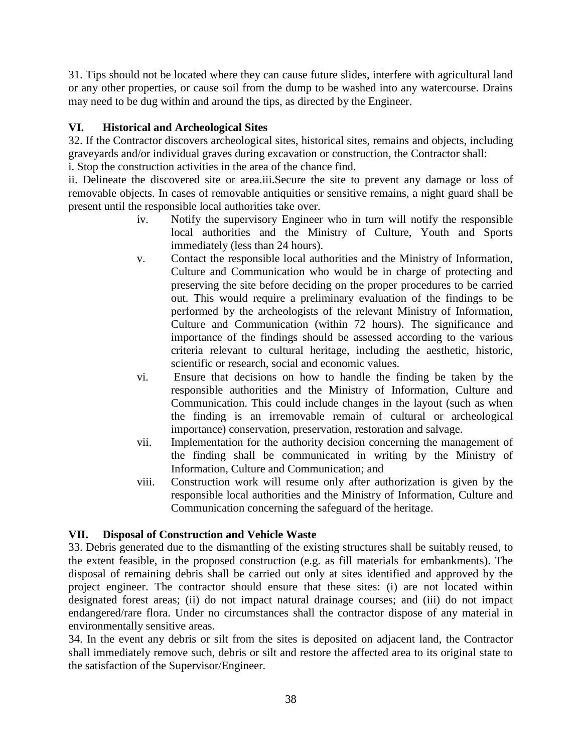31. Tips should not be located where they can cause future slides, interfere with agricultural land or any other properties, or cause soil from the dump to be washed into any watercourse. Drains may need to be dug within and around the tips, as directed by the Engineer.

## VI. Historical and Archeological Sites

32. If the Contractor discovers archeological sites, historical sites, remains and objects, including graveyards and/or individual graves during excavation or construction, the Contractor shall:

i. Stop the construction activities in the area of the chance find.

ii. Delineate the discovered site or area.iii.Secure the site to prevent any damage or loss of removable objects. In cases of removable antiquities or sensitive remains, a night guard shall be present until the responsible local authorities take over.

iv. Notify the supervisory Engineer who in turn will notify the responsible local authorities and the Ministry of Culture, Youth and Sports immediately (less than 24 hours).

v. Contact the responsible local authorities and the Ministry of Information, Culture and Communication who would be in charge of protecting and preserving the site before deciding on the proper procedures to be carried out. This would require a preliminary evaluation of the findings to be performed by the archeologists of the relevant Ministry of Information, Culture and Communication (within 72 hours). The significance and importance of the findings should be assessed according to the various criteria relevant to cultural heritage, including the aesthetic, historic, scientific or research, social and economic values.

vi. Ensure that decisions on how to handle the finding be taken by the responsible authorities and the Ministry of Information, Culture and Communication. This could include changes in the layout (such as when the finding is an irremovable remain of cultural or archeological importance) conservation, preservation, restoration and salvage.

vii. Implementation for the authority decision concerning the management of the finding shall be communicated in writing by the Ministry of Information, Culture and Communication; and

viii. Construction work will resume only after authorization is given by the responsible local authorities and the Ministry of Information, Culture and Communication concerning the safeguard of the heritage.

## VII. Disposal of Construction and Vehicle Waste

33. Debris generated due to the dismantling of the existing structures shall be suitably reused, to the extent feasible, in the proposed construction (e.g. as fill materials for embankments). The disposal of remaining debris shall be carried out only at sites identified and approved by the project engineer. The contractor should ensure that these sites: (i) are not located within designated forest areas; (ii) do not impact natural drainage courses; and (iii) do not impact endangered/rare flora. Under no circumstances shall the contractor dispose of any material in environmentally sensitive areas.

34. In the event any debris or silt from the sites is deposited on adjacent land, the Contractor shall immediately remove such, debris or silt and restore the affected area to its original state to the satisfaction of the Supervisor/Engineer.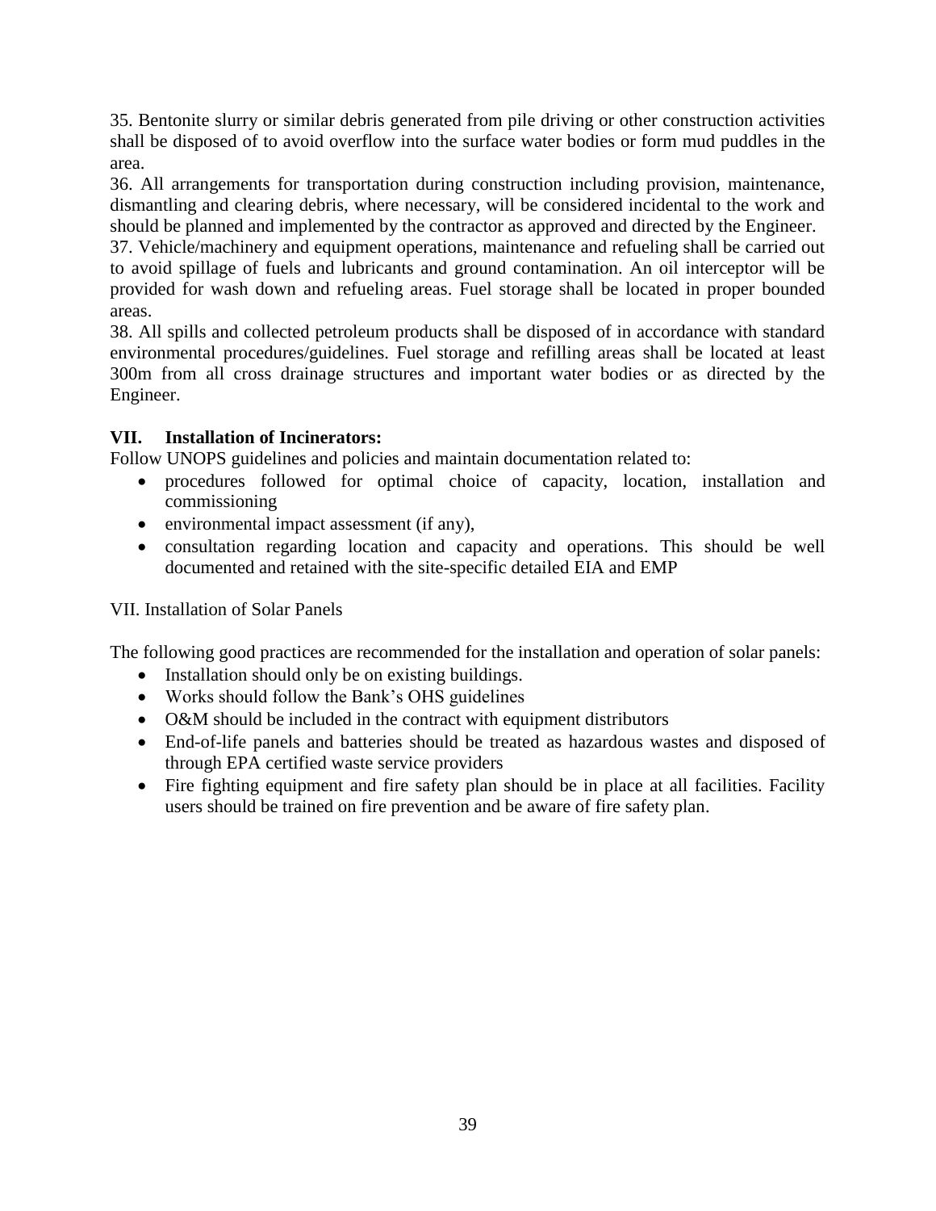35. Bentonite slurry or similar debris generated from pile driving or other construction activities shall be disposed of to avoid overflow into the surface water bodies or form mud puddles in the area.

36. All arrangements for transportation during construction including provision, maintenance, dismantling and clearing debris, where necessary, will be considered incidental to the work and should be planned and implemented by the contractor as approved and directed by the Engineer.

37. Vehicle/machinery and equipment operations, maintenance and refueling shall be carried out to avoid spillage of fuels and lubricants and ground contamination. An oil interceptor will be provided for wash down and refueling areas. Fuel storage shall be located in proper bounded areas.

38. All spills and collected petroleum products shall be disposed of in accordance with standard environmental procedures/guidelines. Fuel storage and refilling areas shall be located at least 300m from all cross drainage structures and important water bodies or as directed by the Engineer.

## VII. Installation of Incinerators:

Follow UNOPS guidelines and policies and maintain documentation related to:

- procedures followed for optimal choice of capacity, location, installation and commissioning
- environmental impact assessment (if any),
- consultation regarding location and capacity and operations. This should be well documented and retained with the site-specific detailed EIA and EMP

VII. Installation of Solar Panels

The following good practices are recommended for the installation and operation of solar panels:

- Installation should only be on existing buildings.
- Works should follow the Bank's OHS guidelines
- O&M should be included in the contract with equipment distributors
- End-of-life panels and batteries should be treated as hazardous wastes and disposed of through EPA certified waste service providers
- Fire fighting equipment and fire safety plan should be in place at all facilities. Facility users should be trained on fire prevention and be aware of fire safety plan.